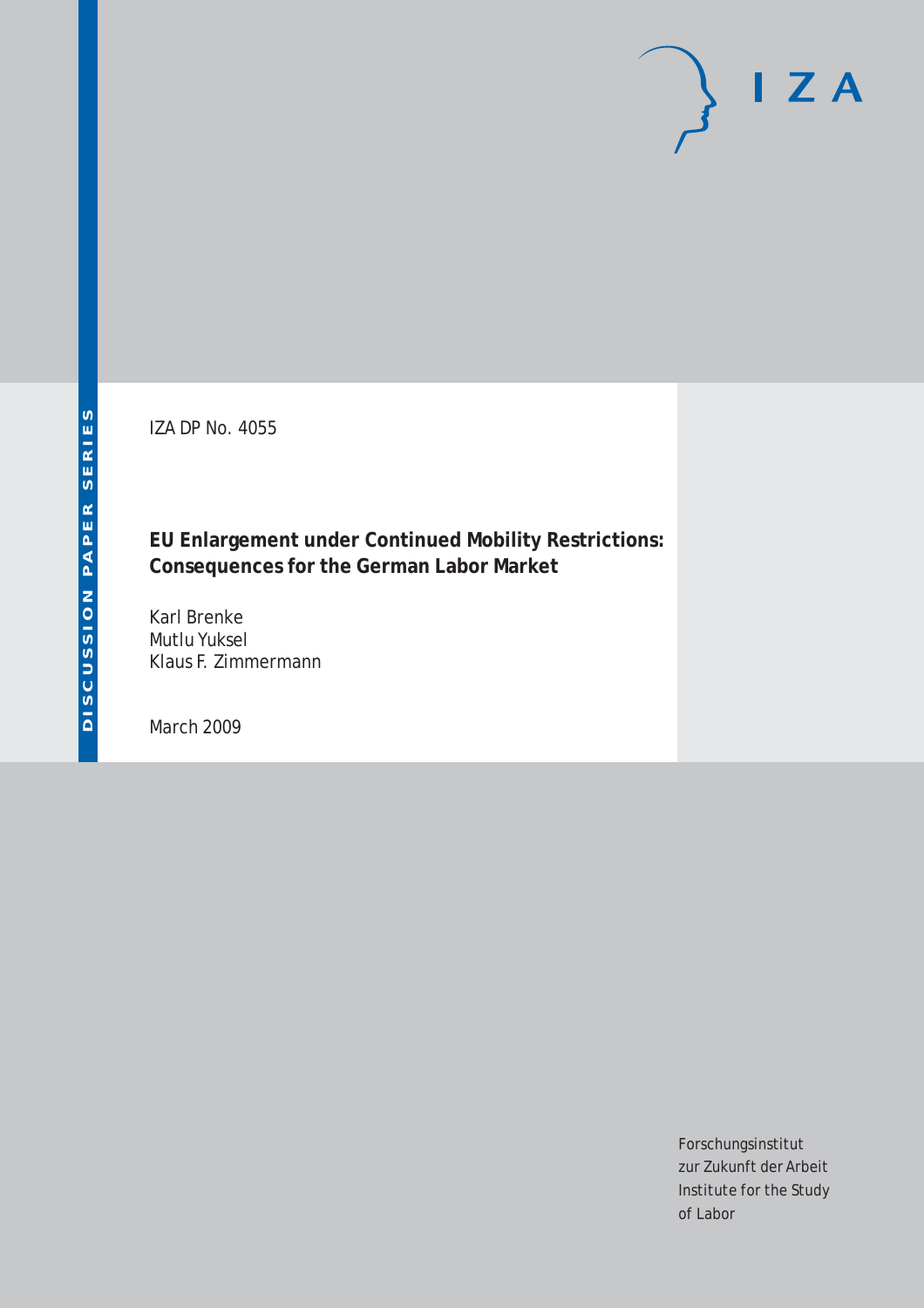DISCUSSION PAPER SERIES

IZA

IZA DP No. 4055

# EU Enlargement under Continued Mobility Restrictions: Consequences for the German Labor Market

Karl Brenke
Mutlu Yuksel
Klaus F. Zimmermann

March 2009

Forschungsinstitut
zur Zukunft der Arbeit
Institute for the Study
of Labor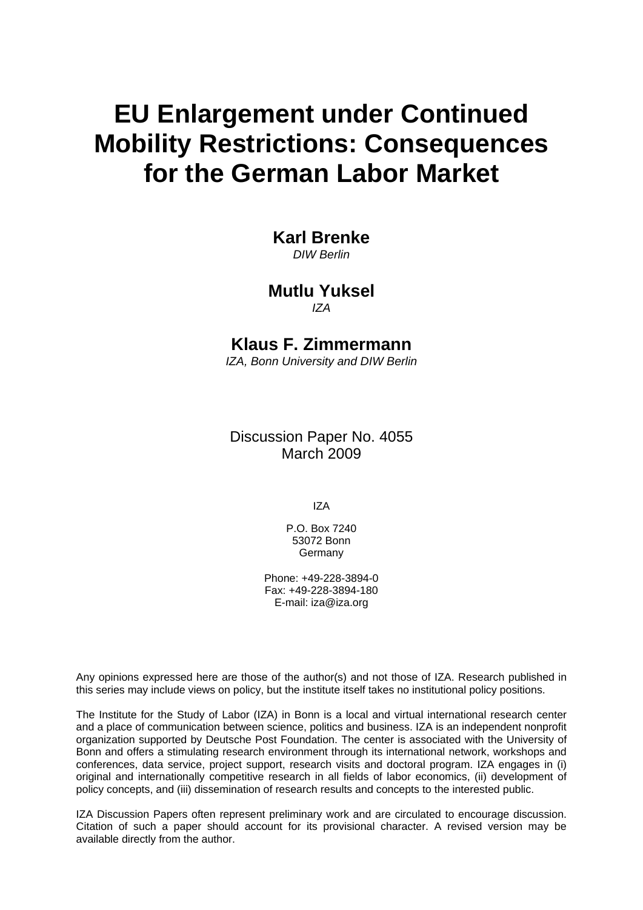# EU Enlargement under Continued Mobility Restrictions: Consequences for the German Labor Market

**Karl Brenke**
*DIW Berlin*

**Mutlu Yuksel**
*IZA*

**Klaus F. Zimmermann**
*IZA, Bonn University and DIW Berlin*

Discussion Paper No. 4055
March 2009

IZA

P.O. Box 7240
53072 Bonn
Germany

Phone: +49-228-3894-0
Fax: +49-228-3894-180
E-mail: iza@iza.org

Any opinions expressed here are those of the author(s) and not those of IZA. Research published in this series may include views on policy, but the institute itself takes no institutional policy positions.

The Institute for the Study of Labor (IZA) in Bonn is a local and virtual international research center and a place of communication between science, politics and business. IZA is an independent nonprofit organization supported by Deutsche Post Foundation. The center is associated with the University of Bonn and offers a stimulating research environment through its international network, workshops and conferences, data service, project support, research visits and doctoral program. IZA engages in (i) original and internationally competitive research in all fields of labor economics, (ii) development of policy concepts, and (iii) dissemination of research results and concepts to the interested public.

IZA Discussion Papers often represent preliminary work and are circulated to encourage discussion. Citation of such a paper should account for its provisional character. A revised version may be available directly from the author.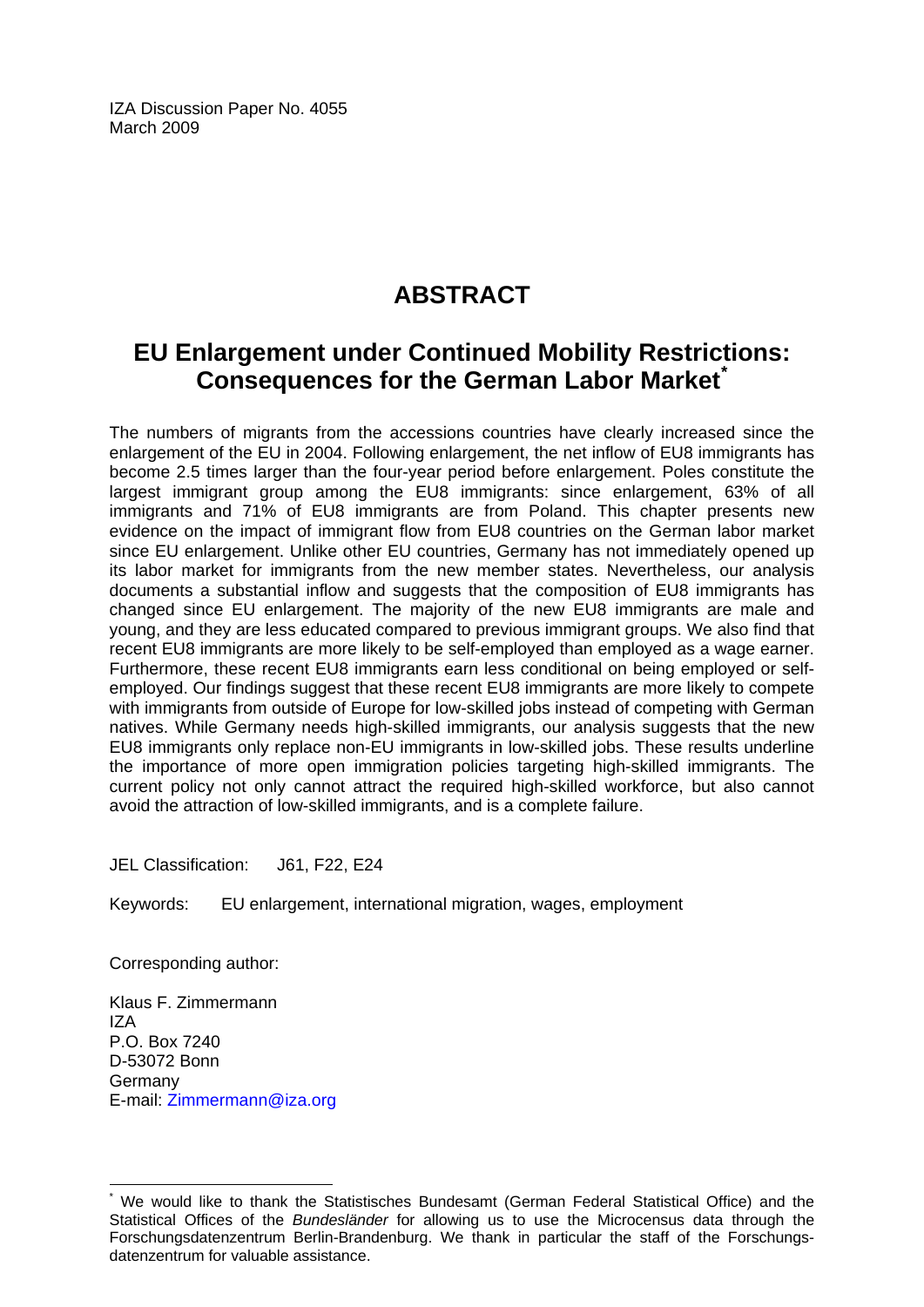IZA Discussion Paper No. 4055
March 2009

# ABSTRACT

## EU Enlargement under Continued Mobility Restrictions: Consequences for the German Labor Market*

The numbers of migrants from the accessions countries have clearly increased since the enlargement of the EU in 2004. Following enlargement, the net inflow of EU8 immigrants has become 2.5 times larger than the four-year period before enlargement. Poles constitute the largest immigrant group among the EU8 immigrants: since enlargement, 63% of all immigrants and 71% of EU8 immigrants are from Poland. This chapter presents new evidence on the impact of immigrant flow from EU8 countries on the German labor market since EU enlargement. Unlike other EU countries, Germany has not immediately opened up its labor market for immigrants from the new member states. Nevertheless, our analysis documents a substantial inflow and suggests that the composition of EU8 immigrants has changed since EU enlargement. The majority of the new EU8 immigrants are male and young, and they are less educated compared to previous immigrant groups. We also find that recent EU8 immigrants are more likely to be self-employed than employed as a wage earner. Furthermore, these recent EU8 immigrants earn less conditional on being employed or self-employed. Our findings suggest that these recent EU8 immigrants are more likely to compete with immigrants from outside of Europe for low-skilled jobs instead of competing with German natives. While Germany needs high-skilled immigrants, our analysis suggests that the new EU8 immigrants only replace non-EU immigrants in low-skilled jobs. These results underline the importance of more open immigration policies targeting high-skilled immigrants. The current policy not only cannot attract the required high-skilled workforce, but also cannot avoid the attraction of low-skilled immigrants, and is a complete failure.

JEL Classification: J61, F22, E24

Keywords: EU enlargement, international migration, wages, employment

Corresponding author:

Klaus F. Zimmermann
IZA
P.O. Box 7240
D-53072 Bonn
Germany
E-mail: Zimmermann@iza.org

---

* We would like to thank the Statistisches Bundesamt (German Federal Statistical Office) and the Statistical Offices of the *Bundesländer* for allowing us to use the Microcensus data through the Forschungsdatenzentrum Berlin-Brandenburg. We thank in particular the staff of the Forschungsdatenzentrum for valuable assistance.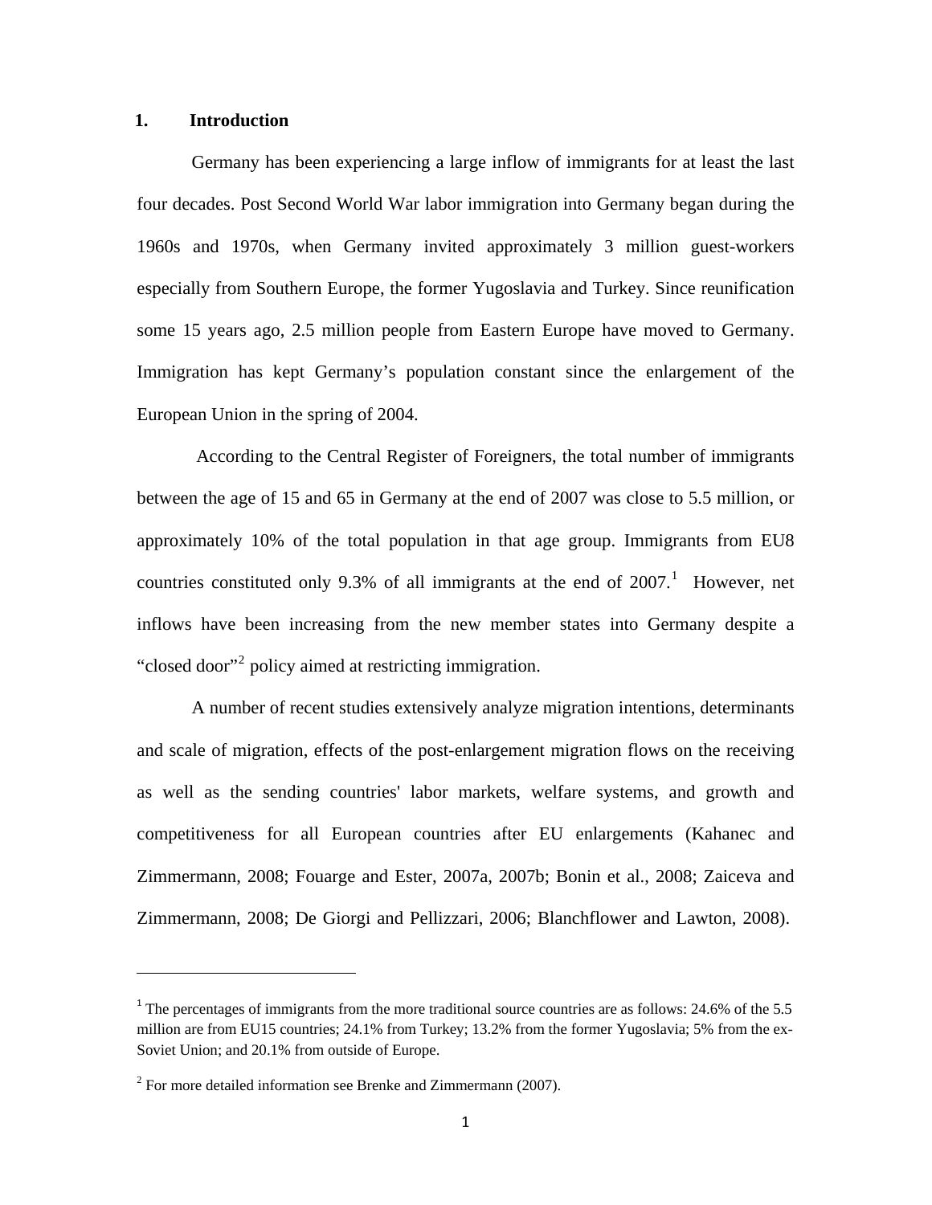## 1. Introduction

Germany has been experiencing a large inflow of immigrants for at least the last four decades. Post Second World War labor immigration into Germany began during the 1960s and 1970s, when Germany invited approximately 3 million guest-workers especially from Southern Europe, the former Yugoslavia and Turkey. Since reunification some 15 years ago, 2.5 million people from Eastern Europe have moved to Germany. Immigration has kept Germany's population constant since the enlargement of the European Union in the spring of 2004.

According to the Central Register of Foreigners, the total number of immigrants between the age of 15 and 65 in Germany at the end of 2007 was close to 5.5 million, or approximately 10% of the total population in that age group. Immigrants from EU8 countries constituted only 9.3% of all immigrants at the end of 2007.[1] However, net inflows have been increasing from the new member states into Germany despite a "closed door"[2] policy aimed at restricting immigration.

A number of recent studies extensively analyze migration intentions, determinants and scale of migration, effects of the post-enlargement migration flows on the receiving as well as the sending countries' labor markets, welfare systems, and growth and competitiveness for all European countries after EU enlargements (Kahanec and Zimmermann, 2008; Fouarge and Ester, 2007a, 2007b; Bonin et al., 2008; Zaiceva and Zimmermann, 2008; De Giorgi and Pellizzari, 2006; Blanchflower and Lawton, 2008).

---

[1] The percentages of immigrants from the more traditional source countries are as follows: 24.6% of the 5.5 million are from EU15 countries; 24.1% from Turkey; 13.2% from the former Yugoslavia; 5% from the ex-Soviet Union; and 20.1% from outside of Europe.

[2] For more detailed information see Brenke and Zimmermann (2007).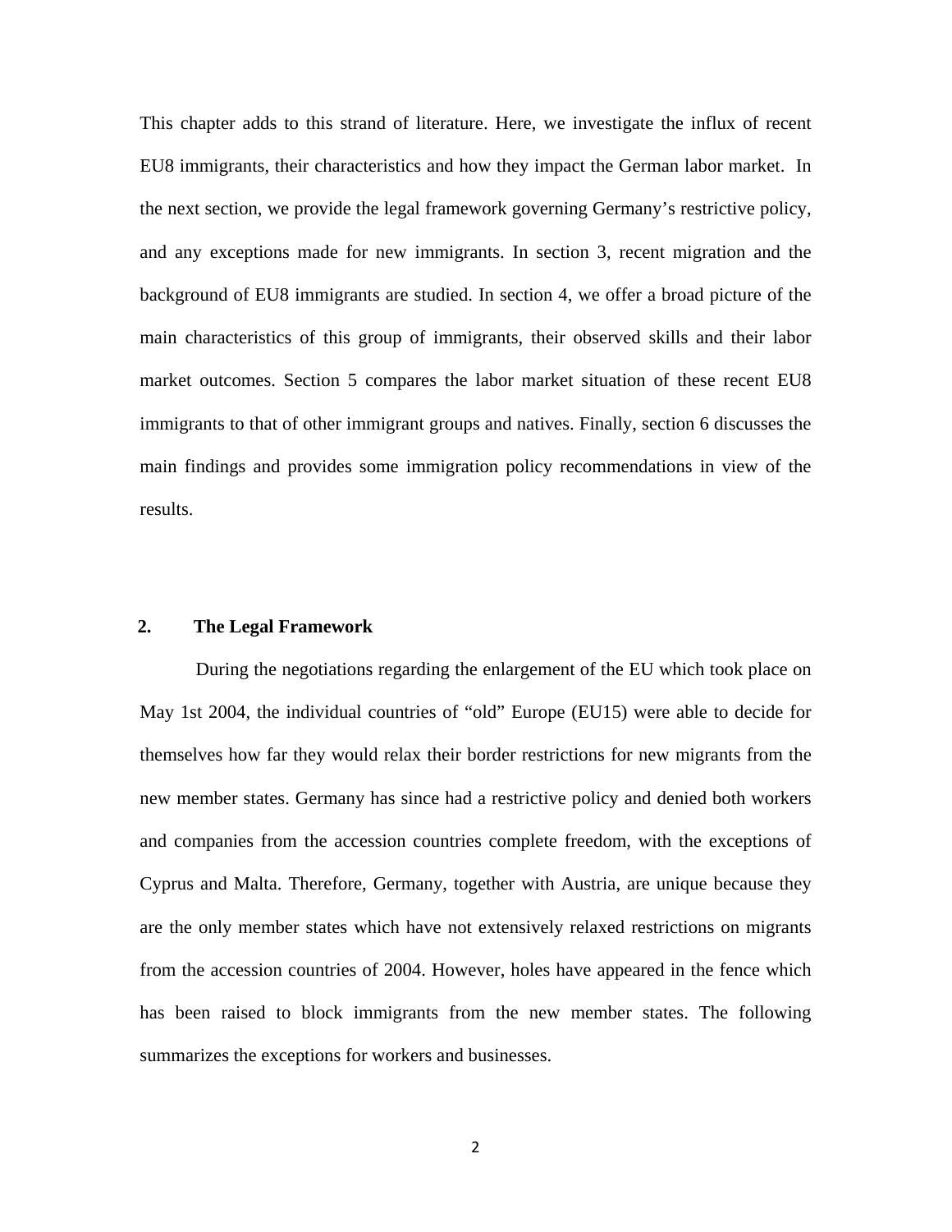This chapter adds to this strand of literature. Here, we investigate the influx of recent EU8 immigrants, their characteristics and how they impact the German labor market. In the next section, we provide the legal framework governing Germany's restrictive policy, and any exceptions made for new immigrants. In section 3, recent migration and the background of EU8 immigrants are studied. In section 4, we offer a broad picture of the main characteristics of this group of immigrants, their observed skills and their labor market outcomes. Section 5 compares the labor market situation of these recent EU8 immigrants to that of other immigrant groups and natives. Finally, section 6 discusses the main findings and provides some immigration policy recommendations in view of the results.

## 2. The Legal Framework

During the negotiations regarding the enlargement of the EU which took place on May 1st 2004, the individual countries of "old" Europe (EU15) were able to decide for themselves how far they would relax their border restrictions for new migrants from the new member states. Germany has since had a restrictive policy and denied both workers and companies from the accession countries complete freedom, with the exceptions of Cyprus and Malta. Therefore, Germany, together with Austria, are unique because they are the only member states which have not extensively relaxed restrictions on migrants from the accession countries of 2004. However, holes have appeared in the fence which has been raised to block immigrants from the new member states. The following summarizes the exceptions for workers and businesses.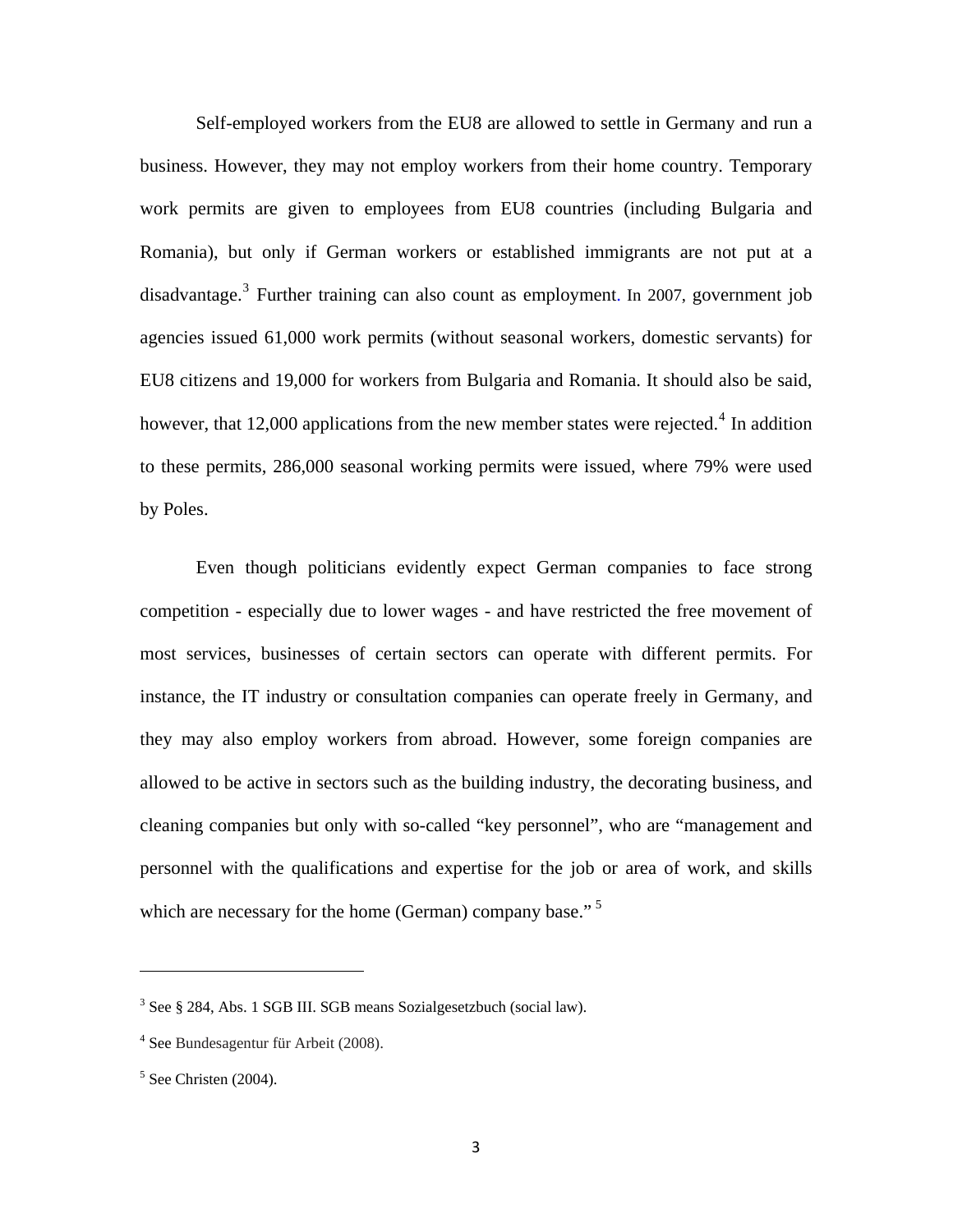Self-employed workers from the EU8 are allowed to settle in Germany and run a business. However, they may not employ workers from their home country. Temporary work permits are given to employees from EU8 countries (including Bulgaria and Romania), but only if German workers or established immigrants are not put at a disadvantage.[3] Further training can also count as employment. In 2007, government job agencies issued 61,000 work permits (without seasonal workers, domestic servants) for EU8 citizens and 19,000 for workers from Bulgaria and Romania. It should also be said, however, that 12,000 applications from the new member states were rejected.[4] In addition to these permits, 286,000 seasonal working permits were issued, where 79% were used by Poles.

Even though politicians evidently expect German companies to face strong competition - especially due to lower wages - and have restricted the free movement of most services, businesses of certain sectors can operate with different permits. For instance, the IT industry or consultation companies can operate freely in Germany, and they may also employ workers from abroad. However, some foreign companies are allowed to be active in sectors such as the building industry, the decorating business, and cleaning companies but only with so-called "key personnel", who are "management and personnel with the qualifications and expertise for the job or area of work, and skills which are necessary for the home (German) company base." [5]

---

[3] See § 284, Abs. 1 SGB III. SGB means Sozialgesetzbuch (social law).

[4] See Bundesagentur für Arbeit (2008).

[5] See Christen (2004).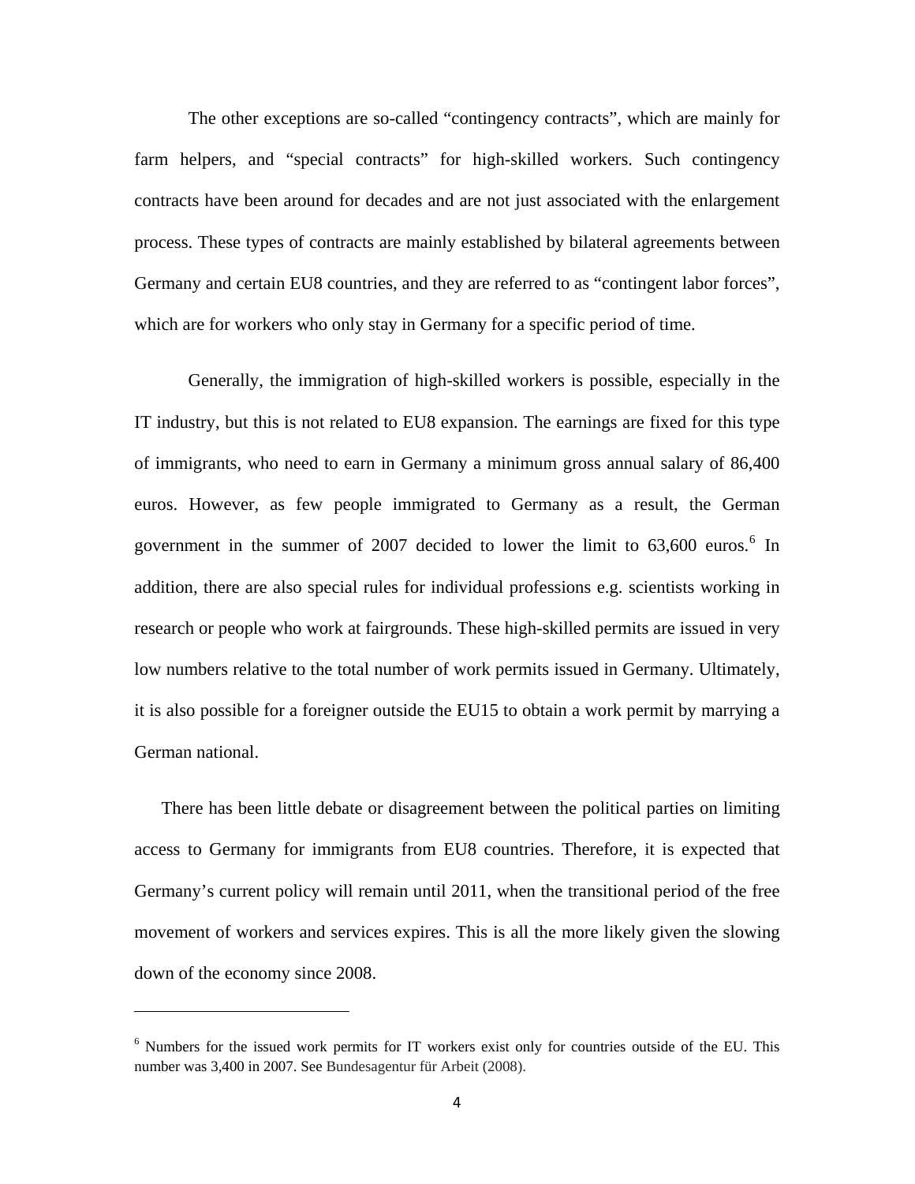The other exceptions are so-called "contingency contracts", which are mainly for farm helpers, and "special contracts" for high-skilled workers. Such contingency contracts have been around for decades and are not just associated with the enlargement process. These types of contracts are mainly established by bilateral agreements between Germany and certain EU8 countries, and they are referred to as "contingent labor forces", which are for workers who only stay in Germany for a specific period of time.

Generally, the immigration of high-skilled workers is possible, especially in the IT industry, but this is not related to EU8 expansion. The earnings are fixed for this type of immigrants, who need to earn in Germany a minimum gross annual salary of 86,400 euros. However, as few people immigrated to Germany as a result, the German government in the summer of 2007 decided to lower the limit to 63,600 euros.[6] In addition, there are also special rules for individual professions e.g. scientists working in research or people who work at fairgrounds. These high-skilled permits are issued in very low numbers relative to the total number of work permits issued in Germany. Ultimately, it is also possible for a foreigner outside the EU15 to obtain a work permit by marrying a German national.

There has been little debate or disagreement between the political parties on limiting access to Germany for immigrants from EU8 countries. Therefore, it is expected that Germany's current policy will remain until 2011, when the transitional period of the free movement of workers and services expires. This is all the more likely given the slowing down of the economy since 2008.

---

[6] Numbers for the issued work permits for IT workers exist only for countries outside of the EU. This number was 3,400 in 2007. See Bundesagentur für Arbeit (2008).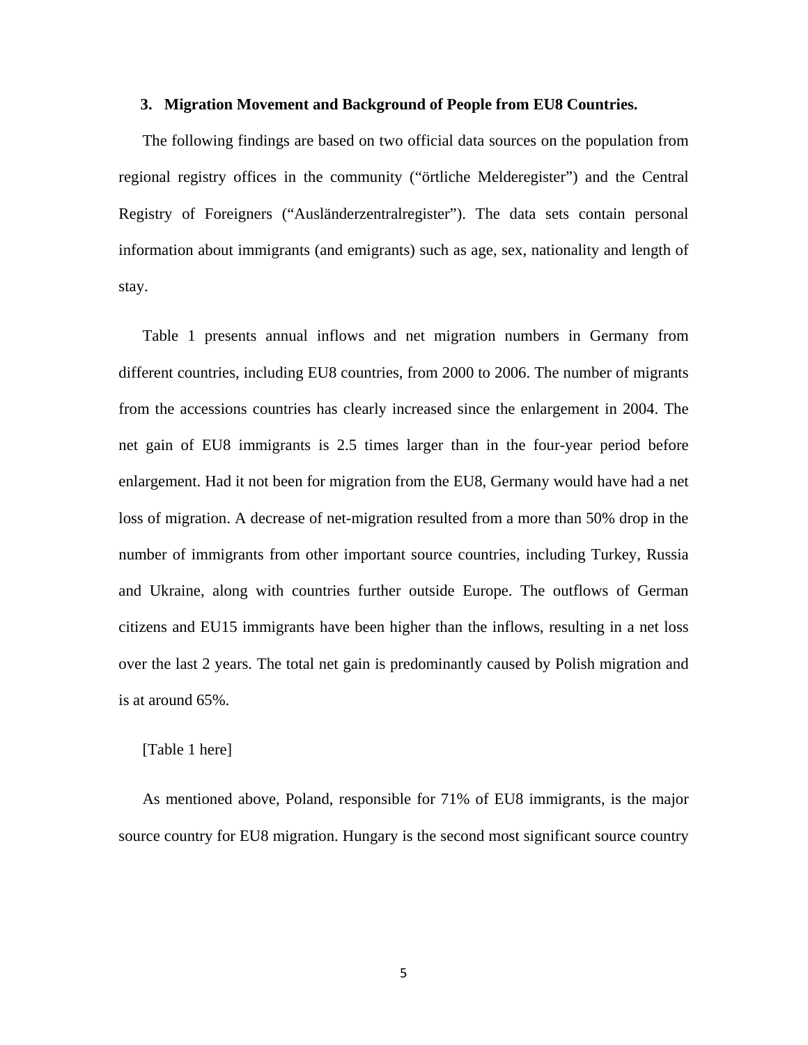## 3. Migration Movement and Background of People from EU8 Countries.

The following findings are based on two official data sources on the population from regional registry offices in the community ("örtliche Melderegister") and the Central Registry of Foreigners ("Ausländerzentralregister"). The data sets contain personal information about immigrants (and emigrants) such as age, sex, nationality and length of stay.

Table 1 presents annual inflows and net migration numbers in Germany from different countries, including EU8 countries, from 2000 to 2006. The number of migrants from the accessions countries has clearly increased since the enlargement in 2004. The net gain of EU8 immigrants is 2.5 times larger than in the four-year period before enlargement. Had it not been for migration from the EU8, Germany would have had a net loss of migration. A decrease of net-migration resulted from a more than 50% drop in the number of immigrants from other important source countries, including Turkey, Russia and Ukraine, along with countries further outside Europe. The outflows of German citizens and EU15 immigrants have been higher than the inflows, resulting in a net loss over the last 2 years. The total net gain is predominantly caused by Polish migration and is at around 65%.

[Table 1 here]

As mentioned above, Poland, responsible for 71% of EU8 immigrants, is the major source country for EU8 migration. Hungary is the second most significant source country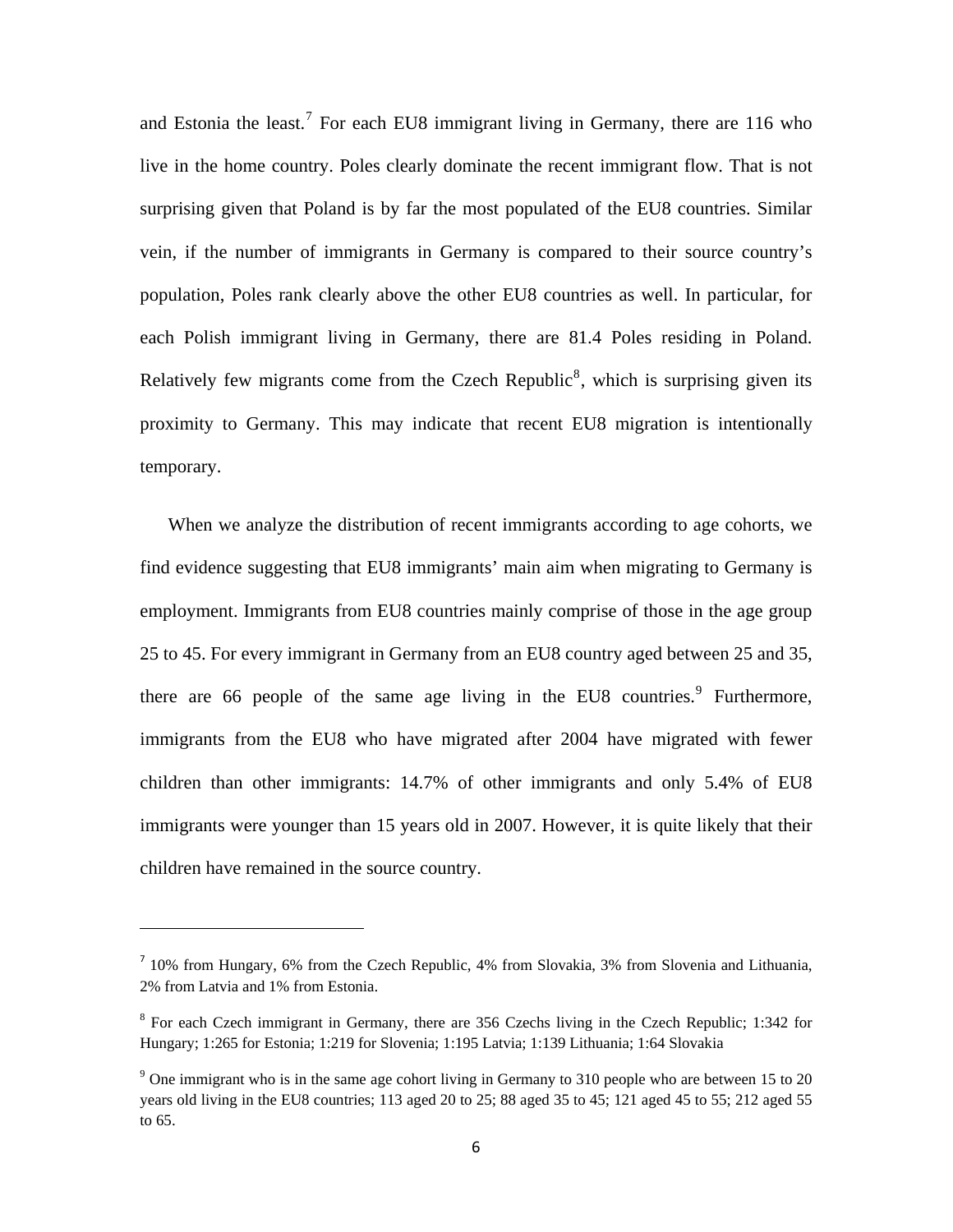and Estonia the least.[7] For each EU8 immigrant living in Germany, there are 116 who live in the home country. Poles clearly dominate the recent immigrant flow. That is not surprising given that Poland is by far the most populated of the EU8 countries. Similar vein, if the number of immigrants in Germany is compared to their source country's population, Poles rank clearly above the other EU8 countries as well. In particular, for each Polish immigrant living in Germany, there are 81.4 Poles residing in Poland. Relatively few migrants come from the Czech Republic[8], which is surprising given its proximity to Germany. This may indicate that recent EU8 migration is intentionally temporary.

When we analyze the distribution of recent immigrants according to age cohorts, we find evidence suggesting that EU8 immigrants' main aim when migrating to Germany is employment. Immigrants from EU8 countries mainly comprise of those in the age group 25 to 45. For every immigrant in Germany from an EU8 country aged between 25 and 35, there are 66 people of the same age living in the EU8 countries.[9] Furthermore, immigrants from the EU8 who have migrated after 2004 have migrated with fewer children than other immigrants: 14.7% of other immigrants and only 5.4% of EU8 immigrants were younger than 15 years old in 2007. However, it is quite likely that their children have remained in the source country.

---

[7] 10% from Hungary, 6% from the Czech Republic, 4% from Slovakia, 3% from Slovenia and Lithuania, 2% from Latvia and 1% from Estonia.

[8] For each Czech immigrant in Germany, there are 356 Czechs living in the Czech Republic; 1:342 for Hungary; 1:265 for Estonia; 1:219 for Slovenia; 1:195 Latvia; 1:139 Lithuania; 1:64 Slovakia

[9] One immigrant who is in the same age cohort living in Germany to 310 people who are between 15 to 20 years old living in the EU8 countries; 113 aged 20 to 25; 88 aged 35 to 45; 121 aged 45 to 55; 212 aged 55 to 65.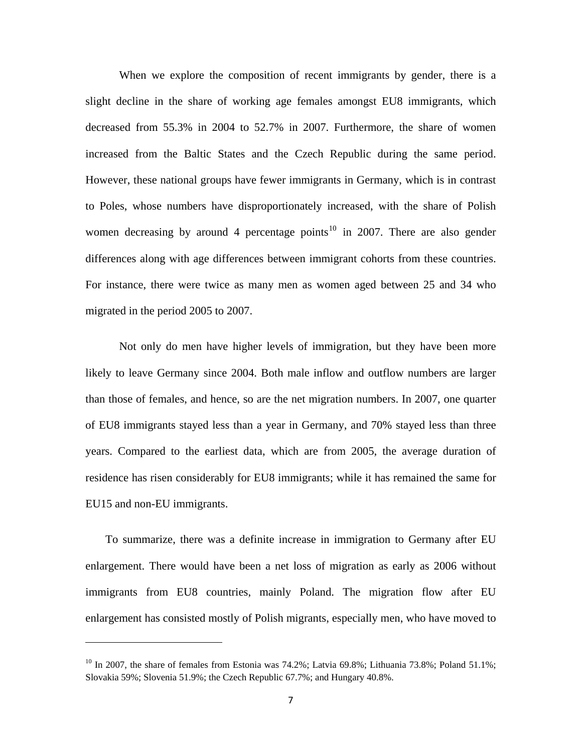When we explore the composition of recent immigrants by gender, there is a slight decline in the share of working age females amongst EU8 immigrants, which decreased from 55.3% in 2004 to 52.7% in 2007. Furthermore, the share of women increased from the Baltic States and the Czech Republic during the same period. However, these national groups have fewer immigrants in Germany, which is in contrast to Poles, whose numbers have disproportionately increased, with the share of Polish women decreasing by around 4 percentage points[10] in 2007. There are also gender differences along with age differences between immigrant cohorts from these countries. For instance, there were twice as many men as women aged between 25 and 34 who migrated in the period 2005 to 2007.

Not only do men have higher levels of immigration, but they have been more likely to leave Germany since 2004. Both male inflow and outflow numbers are larger than those of females, and hence, so are the net migration numbers. In 2007, one quarter of EU8 immigrants stayed less than a year in Germany, and 70% stayed less than three years. Compared to the earliest data, which are from 2005, the average duration of residence has risen considerably for EU8 immigrants; while it has remained the same for EU15 and non-EU immigrants.

To summarize, there was a definite increase in immigration to Germany after EU enlargement. There would have been a net loss of migration as early as 2006 without immigrants from EU8 countries, mainly Poland. The migration flow after EU enlargement has consisted mostly of Polish migrants, especially men, who have moved to

---

[10] In 2007, the share of females from Estonia was 74.2%; Latvia 69.8%; Lithuania 73.8%; Poland 51.1%; Slovakia 59%; Slovenia 51.9%; the Czech Republic 67.7%; and Hungary 40.8%.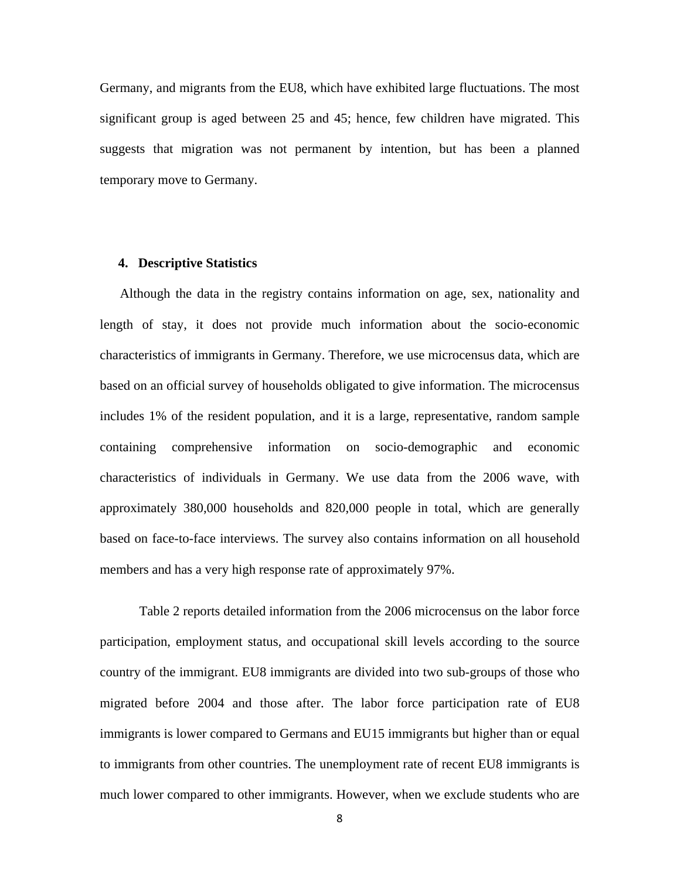Germany, and migrants from the EU8, which have exhibited large fluctuations. The most significant group is aged between 25 and 45; hence, few children have migrated. This suggests that migration was not permanent by intention, but has been a planned temporary move to Germany.

## 4. Descriptive Statistics

Although the data in the registry contains information on age, sex, nationality and length of stay, it does not provide much information about the socio-economic characteristics of immigrants in Germany. Therefore, we use microcensus data, which are based on an official survey of households obligated to give information. The microcensus includes 1% of the resident population, and it is a large, representative, random sample containing comprehensive information on socio-demographic and economic characteristics of individuals in Germany. We use data from the 2006 wave, with approximately 380,000 households and 820,000 people in total, which are generally based on face-to-face interviews. The survey also contains information on all household members and has a very high response rate of approximately 97%.

Table 2 reports detailed information from the 2006 microcensus on the labor force participation, employment status, and occupational skill levels according to the source country of the immigrant. EU8 immigrants are divided into two sub-groups of those who migrated before 2004 and those after. The labor force participation rate of EU8 immigrants is lower compared to Germans and EU15 immigrants but higher than or equal to immigrants from other countries. The unemployment rate of recent EU8 immigrants is much lower compared to other immigrants. However, when we exclude students who are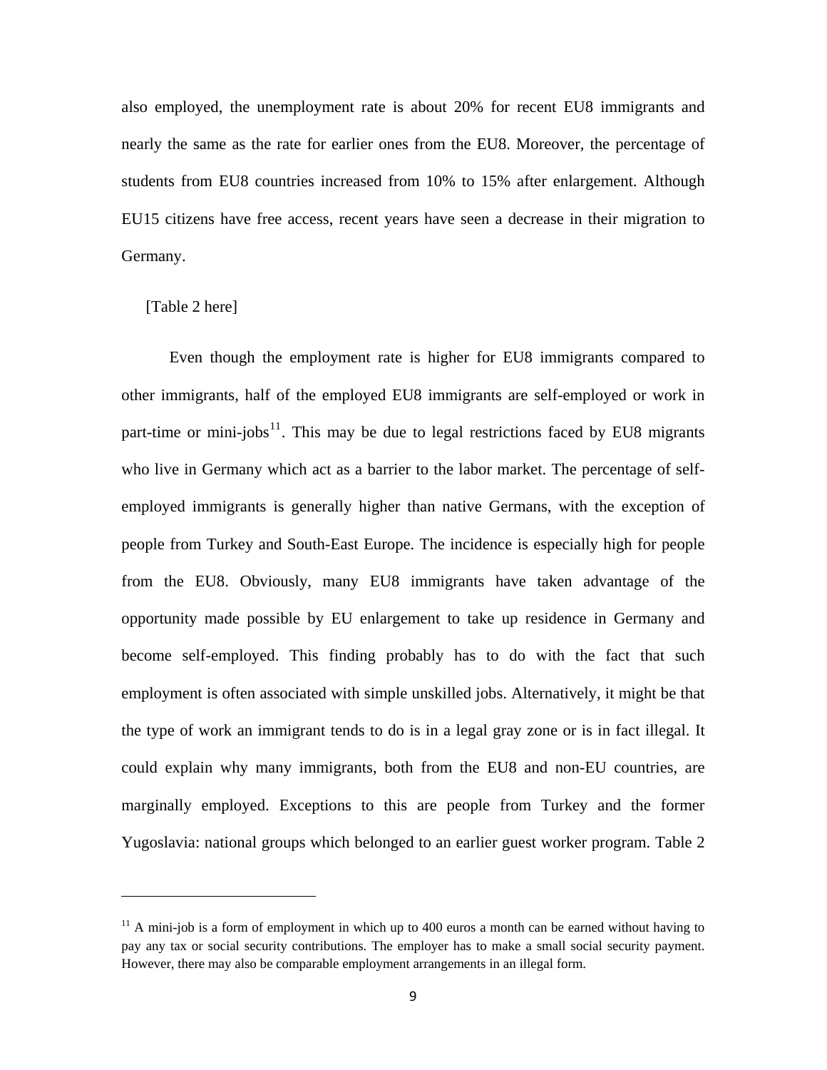also employed, the unemployment rate is about 20% for recent EU8 immigrants and nearly the same as the rate for earlier ones from the EU8. Moreover, the percentage of students from EU8 countries increased from 10% to 15% after enlargement. Although EU15 citizens have free access, recent years have seen a decrease in their migration to Germany.

[Table 2 here]

Even though the employment rate is higher for EU8 immigrants compared to other immigrants, half of the employed EU8 immigrants are self-employed or work in part-time or mini-jobs[11]. This may be due to legal restrictions faced by EU8 migrants who live in Germany which act as a barrier to the labor market. The percentage of self-employed immigrants is generally higher than native Germans, with the exception of people from Turkey and South-East Europe. The incidence is especially high for people from the EU8. Obviously, many EU8 immigrants have taken advantage of the opportunity made possible by EU enlargement to take up residence in Germany and become self-employed. This finding probably has to do with the fact that such employment is often associated with simple unskilled jobs. Alternatively, it might be that the type of work an immigrant tends to do is in a legal gray zone or is in fact illegal. It could explain why many immigrants, both from the EU8 and non-EU countries, are marginally employed. Exceptions to this are people from Turkey and the former Yugoslavia: national groups which belonged to an earlier guest worker program. Table 2

---

[11] A mini-job is a form of employment in which up to 400 euros a month can be earned without having to pay any tax or social security contributions. The employer has to make a small social security payment. However, there may also be comparable employment arrangements in an illegal form.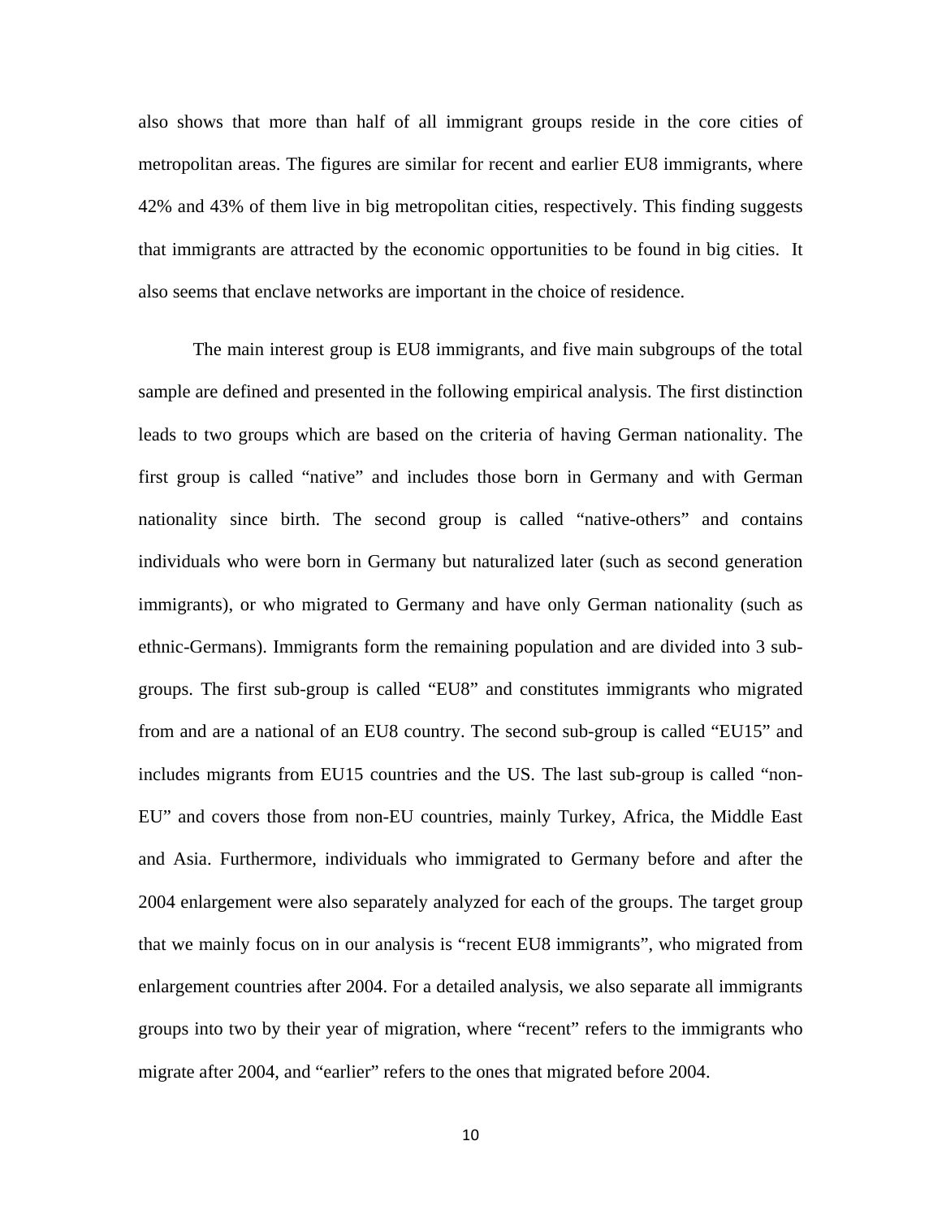also shows that more than half of all immigrant groups reside in the core cities of metropolitan areas. The figures are similar for recent and earlier EU8 immigrants, where 42% and 43% of them live in big metropolitan cities, respectively. This finding suggests that immigrants are attracted by the economic opportunities to be found in big cities. It also seems that enclave networks are important in the choice of residence.

The main interest group is EU8 immigrants, and five main subgroups of the total sample are defined and presented in the following empirical analysis. The first distinction leads to two groups which are based on the criteria of having German nationality. The first group is called "native" and includes those born in Germany and with German nationality since birth. The second group is called "native-others" and contains individuals who were born in Germany but naturalized later (such as second generation immigrants), or who migrated to Germany and have only German nationality (such as ethnic-Germans). Immigrants form the remaining population and are divided into 3 sub-groups. The first sub-group is called "EU8" and constitutes immigrants who migrated from and are a national of an EU8 country. The second sub-group is called "EU15" and includes migrants from EU15 countries and the US. The last sub-group is called "non-EU" and covers those from non-EU countries, mainly Turkey, Africa, the Middle East and Asia. Furthermore, individuals who immigrated to Germany before and after the 2004 enlargement were also separately analyzed for each of the groups. The target group that we mainly focus on in our analysis is "recent EU8 immigrants", who migrated from enlargement countries after 2004. For a detailed analysis, we also separate all immigrants groups into two by their year of migration, where "recent" refers to the immigrants who migrate after 2004, and "earlier" refers to the ones that migrated before 2004.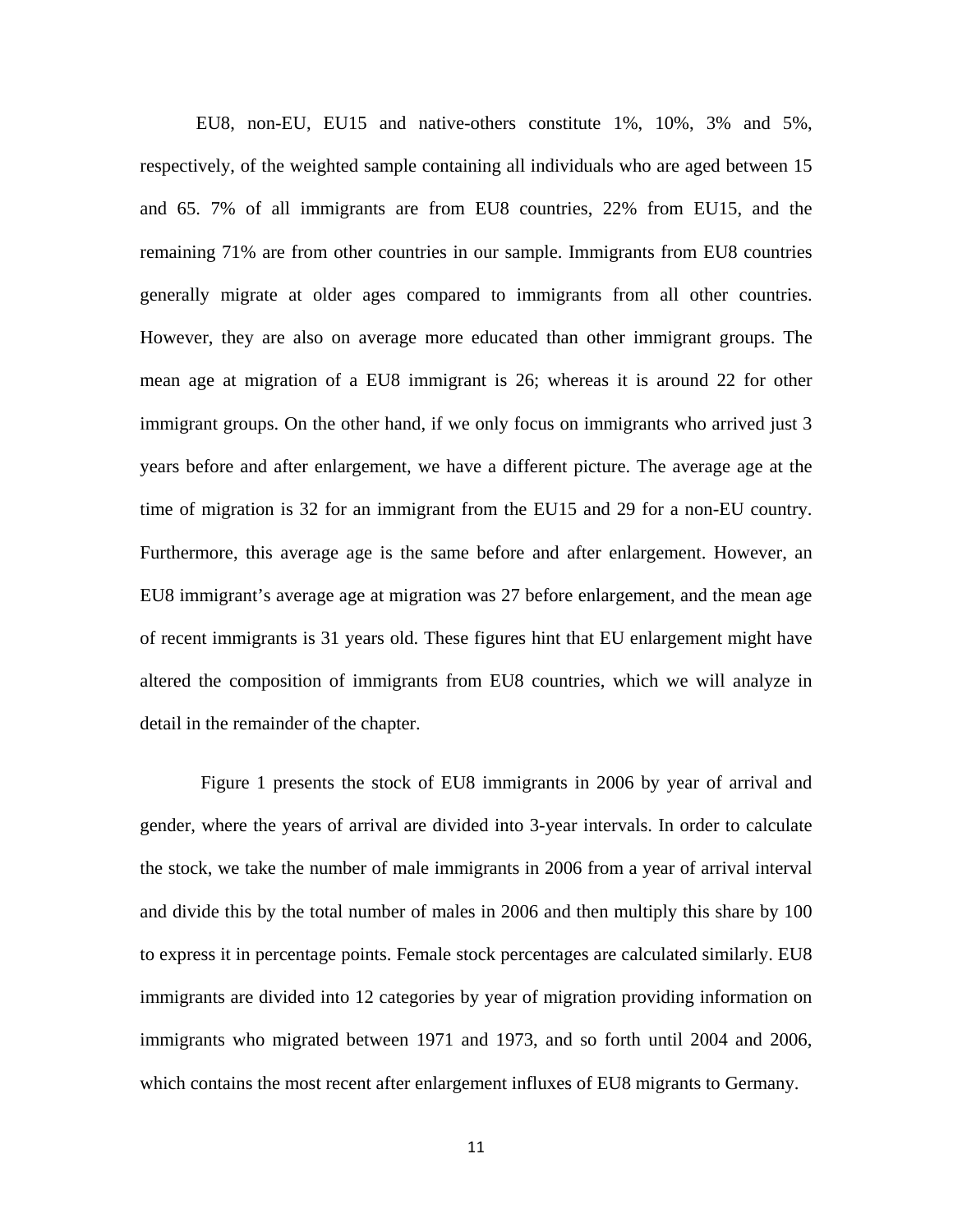EU8, non-EU, EU15 and native-others constitute 1%, 10%, 3% and 5%, respectively, of the weighted sample containing all individuals who are aged between 15 and 65. 7% of all immigrants are from EU8 countries, 22% from EU15, and the remaining 71% are from other countries in our sample. Immigrants from EU8 countries generally migrate at older ages compared to immigrants from all other countries. However, they are also on average more educated than other immigrant groups. The mean age at migration of a EU8 immigrant is 26; whereas it is around 22 for other immigrant groups. On the other hand, if we only focus on immigrants who arrived just 3 years before and after enlargement, we have a different picture. The average age at the time of migration is 32 for an immigrant from the EU15 and 29 for a non-EU country. Furthermore, this average age is the same before and after enlargement. However, an EU8 immigrant's average age at migration was 27 before enlargement, and the mean age of recent immigrants is 31 years old. These figures hint that EU enlargement might have altered the composition of immigrants from EU8 countries, which we will analyze in detail in the remainder of the chapter.

Figure 1 presents the stock of EU8 immigrants in 2006 by year of arrival and gender, where the years of arrival are divided into 3-year intervals. In order to calculate the stock, we take the number of male immigrants in 2006 from a year of arrival interval and divide this by the total number of males in 2006 and then multiply this share by 100 to express it in percentage points. Female stock percentages are calculated similarly. EU8 immigrants are divided into 12 categories by year of migration providing information on immigrants who migrated between 1971 and 1973, and so forth until 2004 and 2006, which contains the most recent after enlargement influxes of EU8 migrants to Germany.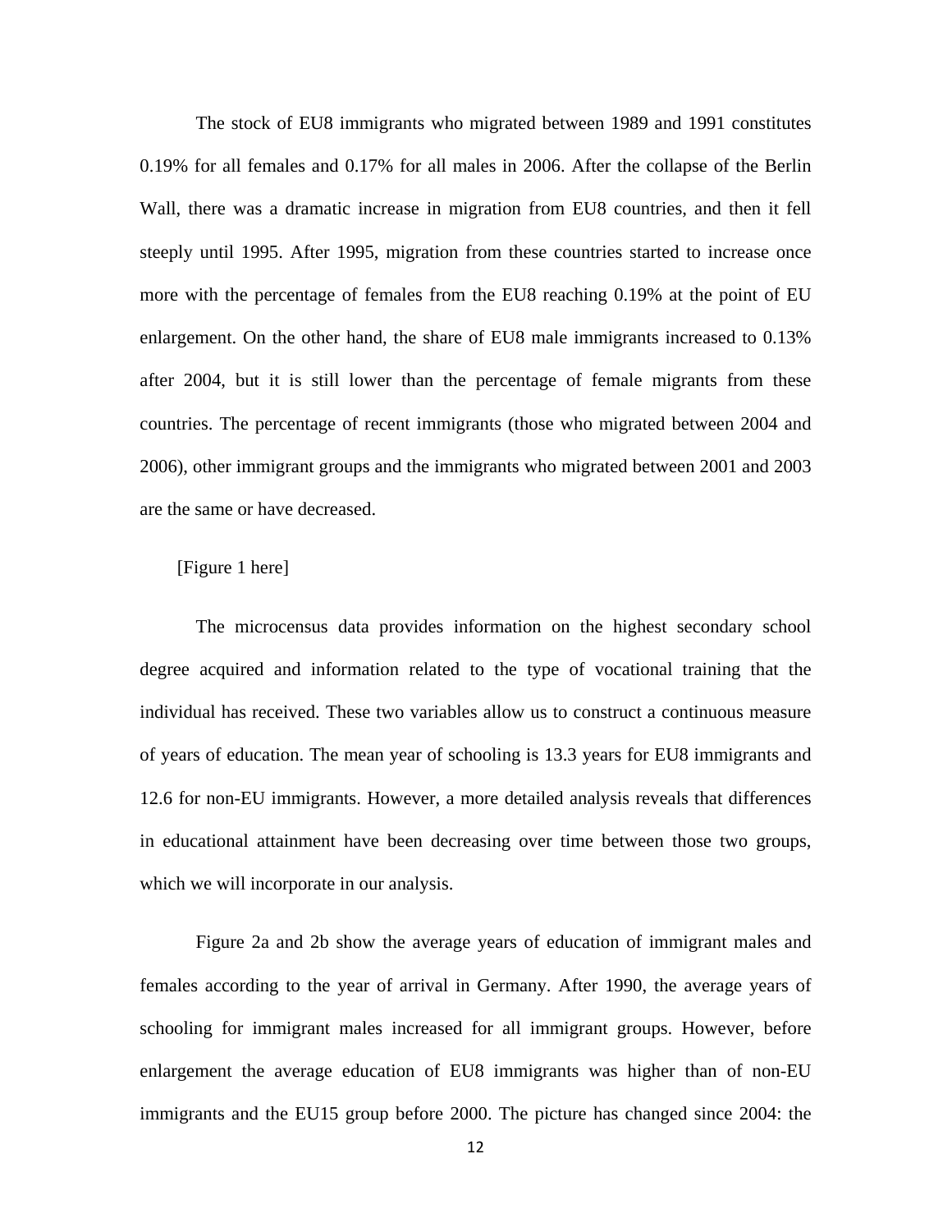The stock of EU8 immigrants who migrated between 1989 and 1991 constitutes 0.19% for all females and 0.17% for all males in 2006. After the collapse of the Berlin Wall, there was a dramatic increase in migration from EU8 countries, and then it fell steeply until 1995. After 1995, migration from these countries started to increase once more with the percentage of females from the EU8 reaching 0.19% at the point of EU enlargement. On the other hand, the share of EU8 male immigrants increased to 0.13% after 2004, but it is still lower than the percentage of female migrants from these countries. The percentage of recent immigrants (those who migrated between 2004 and 2006), other immigrant groups and the immigrants who migrated between 2001 and 2003 are the same or have decreased.

[Figure 1 here]

The microcensus data provides information on the highest secondary school degree acquired and information related to the type of vocational training that the individual has received. These two variables allow us to construct a continuous measure of years of education. The mean year of schooling is 13.3 years for EU8 immigrants and 12.6 for non-EU immigrants. However, a more detailed analysis reveals that differences in educational attainment have been decreasing over time between those two groups, which we will incorporate in our analysis.

Figure 2a and 2b show the average years of education of immigrant males and females according to the year of arrival in Germany. After 1990, the average years of schooling for immigrant males increased for all immigrant groups. However, before enlargement the average education of EU8 immigrants was higher than of non-EU immigrants and the EU15 group before 2000. The picture has changed since 2004: the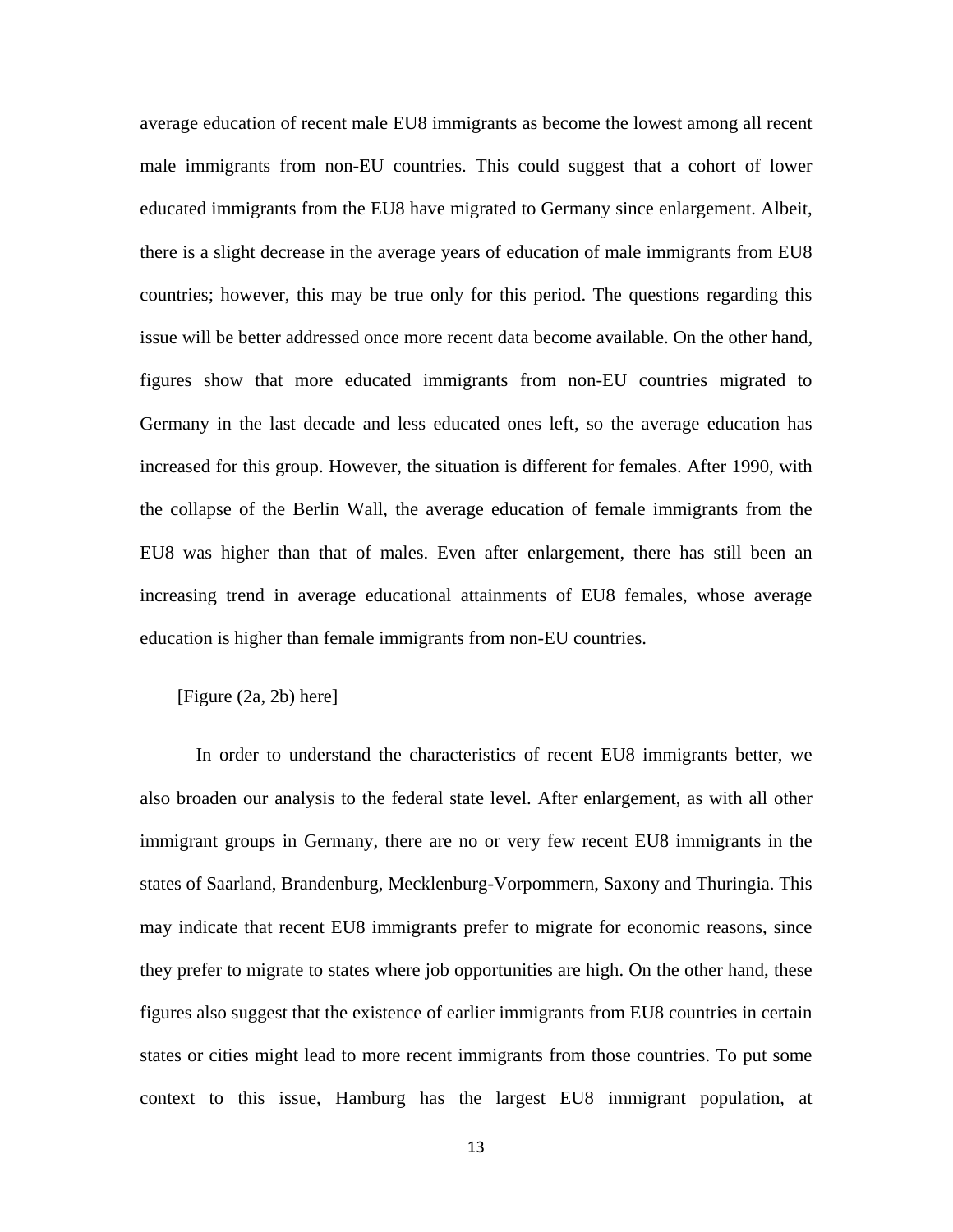average education of recent male EU8 immigrants as become the lowest among all recent male immigrants from non-EU countries. This could suggest that a cohort of lower educated immigrants from the EU8 have migrated to Germany since enlargement. Albeit, there is a slight decrease in the average years of education of male immigrants from EU8 countries; however, this may be true only for this period. The questions regarding this issue will be better addressed once more recent data become available. On the other hand, figures show that more educated immigrants from non-EU countries migrated to Germany in the last decade and less educated ones left, so the average education has increased for this group. However, the situation is different for females. After 1990, with the collapse of the Berlin Wall, the average education of female immigrants from the EU8 was higher than that of males. Even after enlargement, there has still been an increasing trend in average educational attainments of EU8 females, whose average education is higher than female immigrants from non-EU countries.

[Figure (2a, 2b) here]

In order to understand the characteristics of recent EU8 immigrants better, we also broaden our analysis to the federal state level. After enlargement, as with all other immigrant groups in Germany, there are no or very few recent EU8 immigrants in the states of Saarland, Brandenburg, Mecklenburg-Vorpommern, Saxony and Thuringia. This may indicate that recent EU8 immigrants prefer to migrate for economic reasons, since they prefer to migrate to states where job opportunities are high. On the other hand, these figures also suggest that the existence of earlier immigrants from EU8 countries in certain states or cities might lead to more recent immigrants from those countries. To put some context to this issue, Hamburg has the largest EU8 immigrant population, at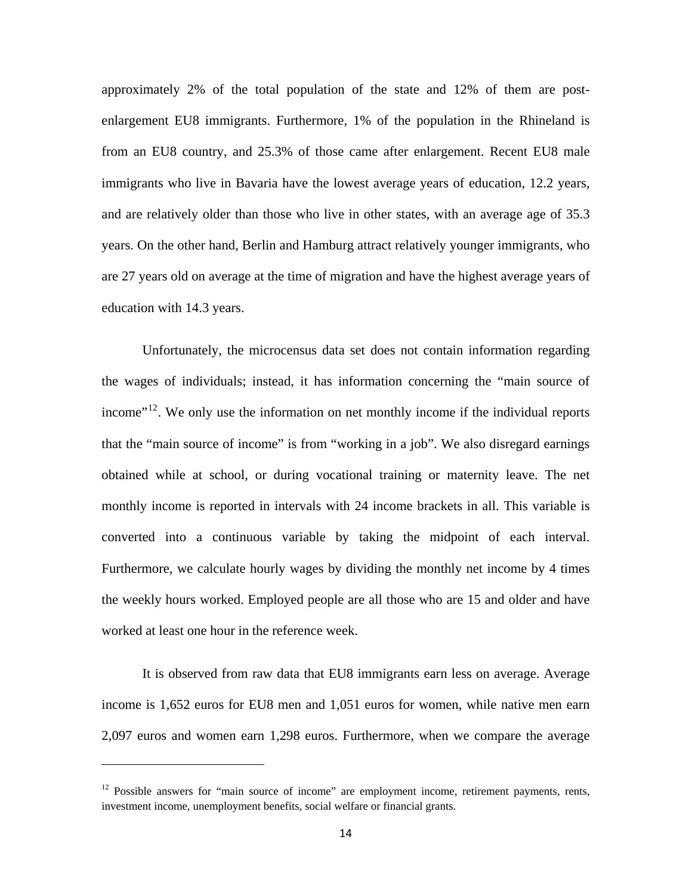approximately 2% of the total population of the state and 12% of them are post-enlargement EU8 immigrants. Furthermore, 1% of the population in the Rhineland is from an EU8 country, and 25.3% of those came after enlargement. Recent EU8 male immigrants who live in Bavaria have the lowest average years of education, 12.2 years, and are relatively older than those who live in other states, with an average age of 35.3 years. On the other hand, Berlin and Hamburg attract relatively younger immigrants, who are 27 years old on average at the time of migration and have the highest average years of education with 14.3 years.

Unfortunately, the microcensus data set does not contain information regarding the wages of individuals; instead, it has information concerning the "main source of income"[12]. We only use the information on net monthly income if the individual reports that the "main source of income" is from "working in a job". We also disregard earnings obtained while at school, or during vocational training or maternity leave. The net monthly income is reported in intervals with 24 income brackets in all. This variable is converted into a continuous variable by taking the midpoint of each interval. Furthermore, we calculate hourly wages by dividing the monthly net income by 4 times the weekly hours worked. Employed people are all those who are 15 and older and have worked at least one hour in the reference week.

It is observed from raw data that EU8 immigrants earn less on average. Average income is 1,652 euros for EU8 men and 1,051 euros for women, while native men earn 2,097 euros and women earn 1,298 euros. Furthermore, when we compare the average

[12] Possible answers for "main source of income" are employment income, retirement payments, rents, investment income, unemployment benefits, social welfare or financial grants.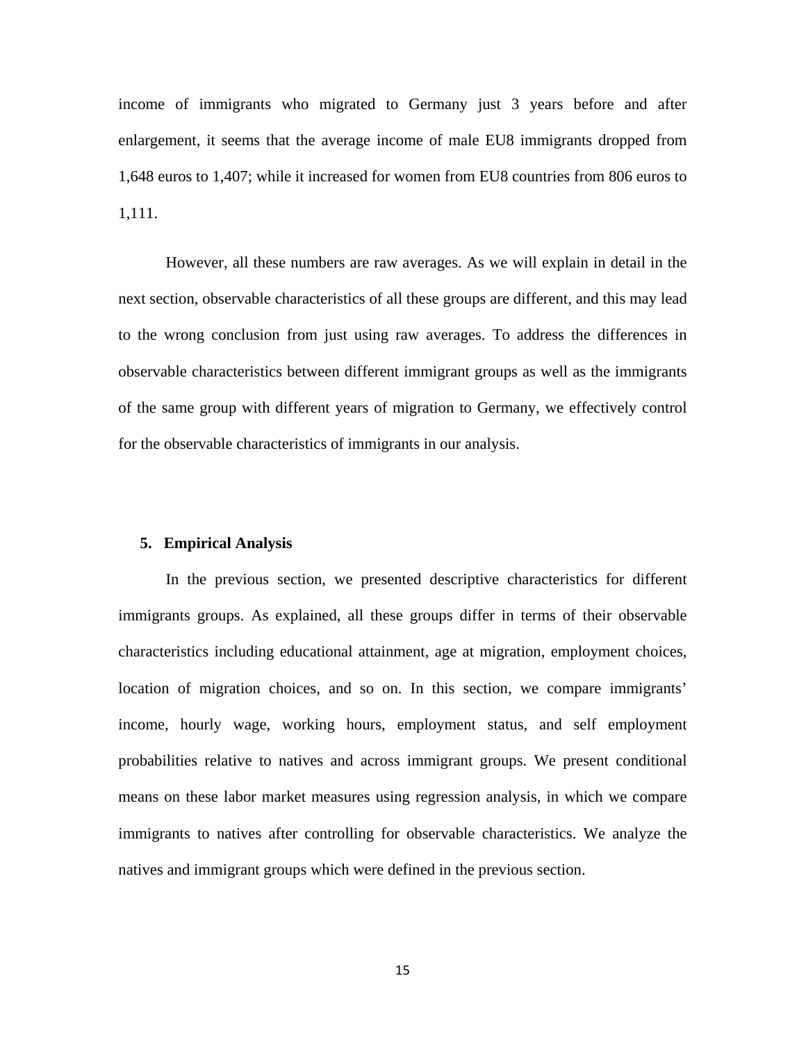income of immigrants who migrated to Germany just 3 years before and after enlargement, it seems that the average income of male EU8 immigrants dropped from 1,648 euros to 1,407; while it increased for women from EU8 countries from 806 euros to 1,111.

However, all these numbers are raw averages. As we will explain in detail in the next section, observable characteristics of all these groups are different, and this may lead to the wrong conclusion from just using raw averages. To address the differences in observable characteristics between different immigrant groups as well as the immigrants of the same group with different years of migration to Germany, we effectively control for the observable characteristics of immigrants in our analysis.

## 5. Empirical Analysis

In the previous section, we presented descriptive characteristics for different immigrants groups. As explained, all these groups differ in terms of their observable characteristics including educational attainment, age at migration, employment choices, location of migration choices, and so on. In this section, we compare immigrants' income, hourly wage, working hours, employment status, and self employment probabilities relative to natives and across immigrant groups. We present conditional means on these labor market measures using regression analysis, in which we compare immigrants to natives after controlling for observable characteristics. We analyze the natives and immigrant groups which were defined in the previous section.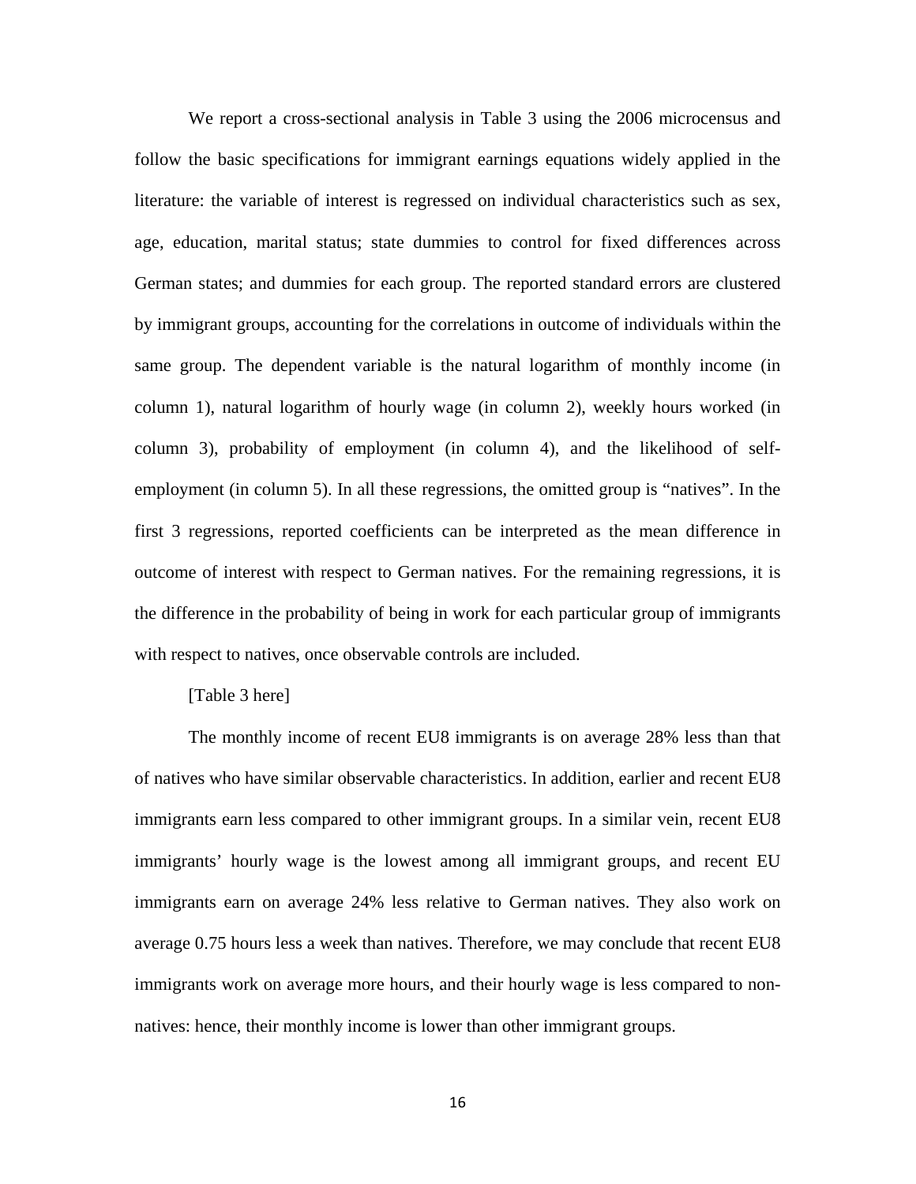We report a cross-sectional analysis in Table 3 using the 2006 microcensus and follow the basic specifications for immigrant earnings equations widely applied in the literature: the variable of interest is regressed on individual characteristics such as sex, age, education, marital status; state dummies to control for fixed differences across German states; and dummies for each group. The reported standard errors are clustered by immigrant groups, accounting for the correlations in outcome of individuals within the same group. The dependent variable is the natural logarithm of monthly income (in column 1), natural logarithm of hourly wage (in column 2), weekly hours worked (in column 3), probability of employment (in column 4), and the likelihood of self-employment (in column 5). In all these regressions, the omitted group is "natives". In the first 3 regressions, reported coefficients can be interpreted as the mean difference in outcome of interest with respect to German natives. For the remaining regressions, it is the difference in the probability of being in work for each particular group of immigrants with respect to natives, once observable controls are included.

[Table 3 here]

The monthly income of recent EU8 immigrants is on average 28% less than that of natives who have similar observable characteristics. In addition, earlier and recent EU8 immigrants earn less compared to other immigrant groups. In a similar vein, recent EU8 immigrants' hourly wage is the lowest among all immigrant groups, and recent EU immigrants earn on average 24% less relative to German natives. They also work on average 0.75 hours less a week than natives. Therefore, we may conclude that recent EU8 immigrants work on average more hours, and their hourly wage is less compared to non-natives: hence, their monthly income is lower than other immigrant groups.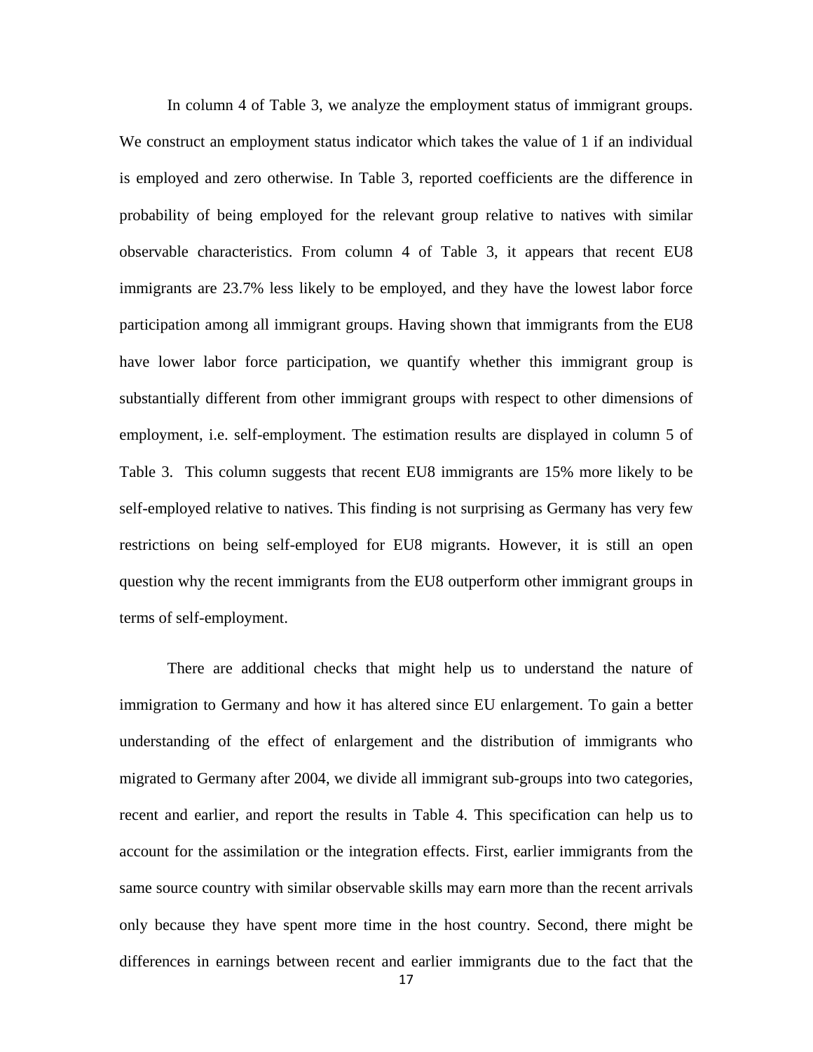In column 4 of Table 3, we analyze the employment status of immigrant groups. We construct an employment status indicator which takes the value of 1 if an individual is employed and zero otherwise. In Table 3, reported coefficients are the difference in probability of being employed for the relevant group relative to natives with similar observable characteristics. From column 4 of Table 3, it appears that recent EU8 immigrants are 23.7% less likely to be employed, and they have the lowest labor force participation among all immigrant groups. Having shown that immigrants from the EU8 have lower labor force participation, we quantify whether this immigrant group is substantially different from other immigrant groups with respect to other dimensions of employment, i.e. self-employment. The estimation results are displayed in column 5 of Table 3. This column suggests that recent EU8 immigrants are 15% more likely to be self-employed relative to natives. This finding is not surprising as Germany has very few restrictions on being self-employed for EU8 migrants. However, it is still an open question why the recent immigrants from the EU8 outperform other immigrant groups in terms of self-employment.

There are additional checks that might help us to understand the nature of immigration to Germany and how it has altered since EU enlargement. To gain a better understanding of the effect of enlargement and the distribution of immigrants who migrated to Germany after 2004, we divide all immigrant sub-groups into two categories, recent and earlier, and report the results in Table 4. This specification can help us to account for the assimilation or the integration effects. First, earlier immigrants from the same source country with similar observable skills may earn more than the recent arrivals only because they have spent more time in the host country. Second, there might be differences in earnings between recent and earlier immigrants due to the fact that the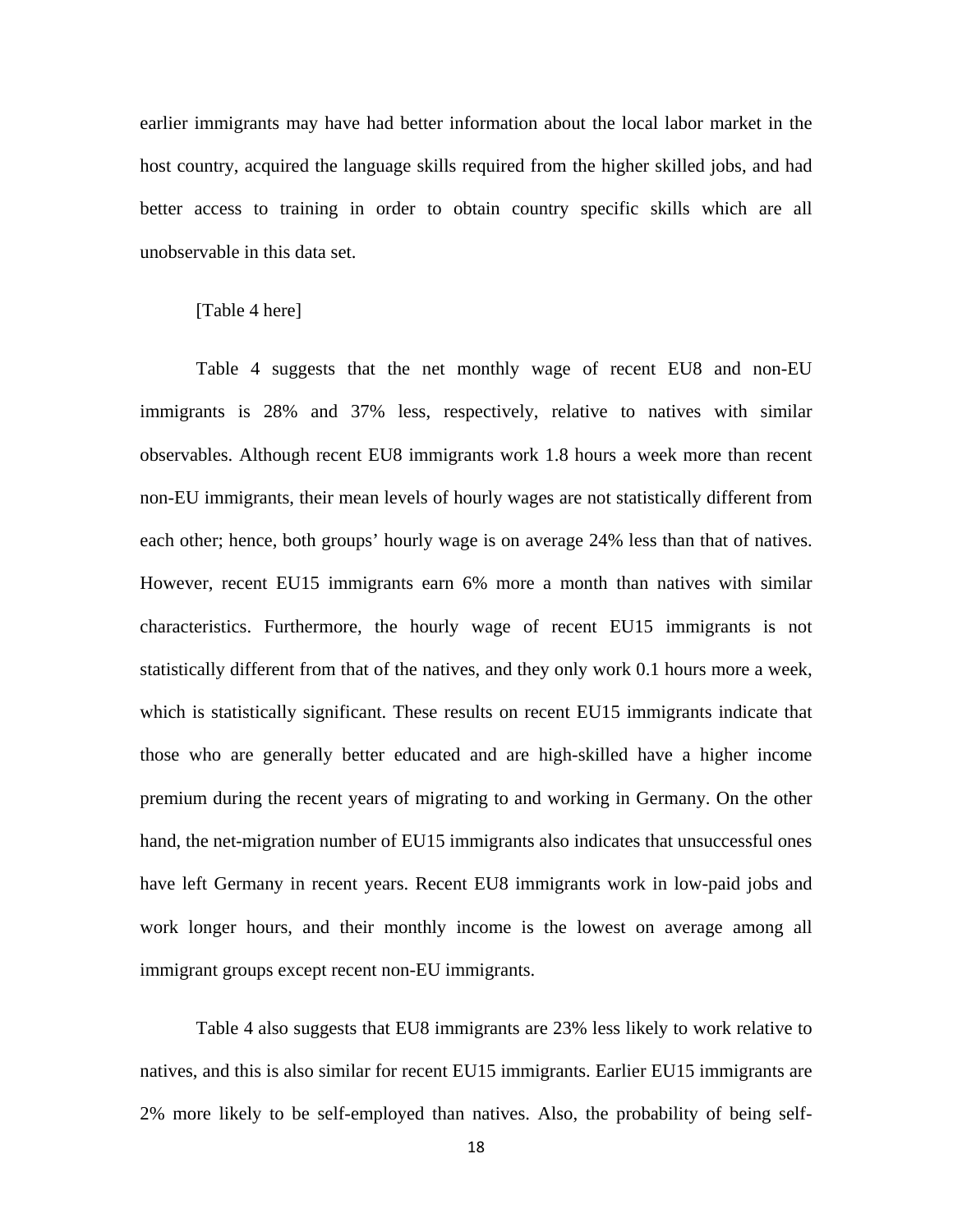earlier immigrants may have had better information about the local labor market in the host country, acquired the language skills required from the higher skilled jobs, and had better access to training in order to obtain country specific skills which are all unobservable in this data set.

[Table 4 here]

Table 4 suggests that the net monthly wage of recent EU8 and non-EU immigrants is 28% and 37% less, respectively, relative to natives with similar observables. Although recent EU8 immigrants work 1.8 hours a week more than recent non-EU immigrants, their mean levels of hourly wages are not statistically different from each other; hence, both groups' hourly wage is on average 24% less than that of natives. However, recent EU15 immigrants earn 6% more a month than natives with similar characteristics. Furthermore, the hourly wage of recent EU15 immigrants is not statistically different from that of the natives, and they only work 0.1 hours more a week, which is statistically significant. These results on recent EU15 immigrants indicate that those who are generally better educated and are high-skilled have a higher income premium during the recent years of migrating to and working in Germany. On the other hand, the net-migration number of EU15 immigrants also indicates that unsuccessful ones have left Germany in recent years. Recent EU8 immigrants work in low-paid jobs and work longer hours, and their monthly income is the lowest on average among all immigrant groups except recent non-EU immigrants.

Table 4 also suggests that EU8 immigrants are 23% less likely to work relative to natives, and this is also similar for recent EU15 immigrants. Earlier EU15 immigrants are 2% more likely to be self-employed than natives. Also, the probability of being self-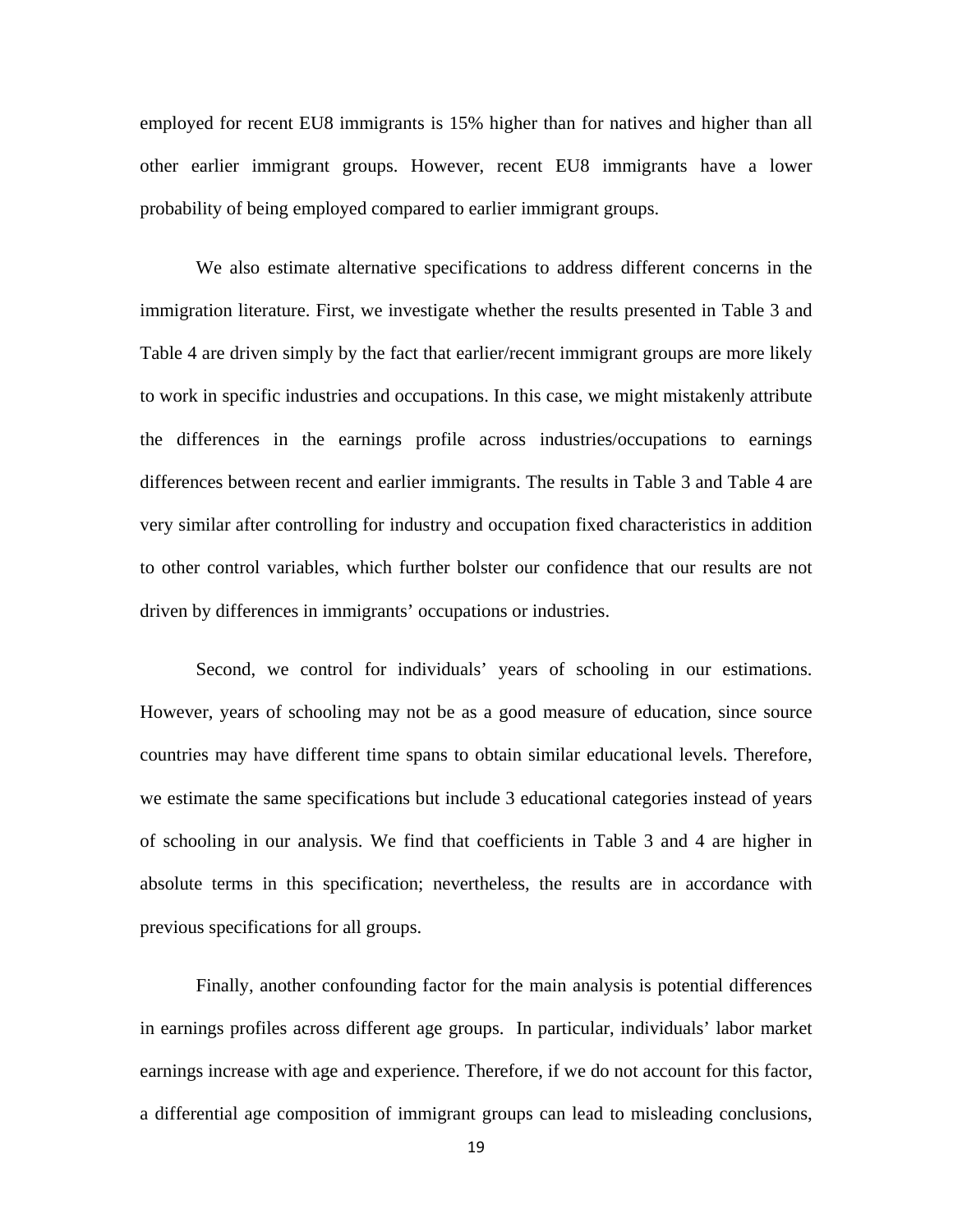employed for recent EU8 immigrants is 15% higher than for natives and higher than all other earlier immigrant groups. However, recent EU8 immigrants have a lower probability of being employed compared to earlier immigrant groups.

We also estimate alternative specifications to address different concerns in the immigration literature. First, we investigate whether the results presented in Table 3 and Table 4 are driven simply by the fact that earlier/recent immigrant groups are more likely to work in specific industries and occupations. In this case, we might mistakenly attribute the differences in the earnings profile across industries/occupations to earnings differences between recent and earlier immigrants. The results in Table 3 and Table 4 are very similar after controlling for industry and occupation fixed characteristics in addition to other control variables, which further bolster our confidence that our results are not driven by differences in immigrants' occupations or industries.

Second, we control for individuals' years of schooling in our estimations. However, years of schooling may not be as a good measure of education, since source countries may have different time spans to obtain similar educational levels. Therefore, we estimate the same specifications but include 3 educational categories instead of years of schooling in our analysis. We find that coefficients in Table 3 and 4 are higher in absolute terms in this specification; nevertheless, the results are in accordance with previous specifications for all groups.

Finally, another confounding factor for the main analysis is potential differences in earnings profiles across different age groups. In particular, individuals' labor market earnings increase with age and experience. Therefore, if we do not account for this factor, a differential age composition of immigrant groups can lead to misleading conclusions,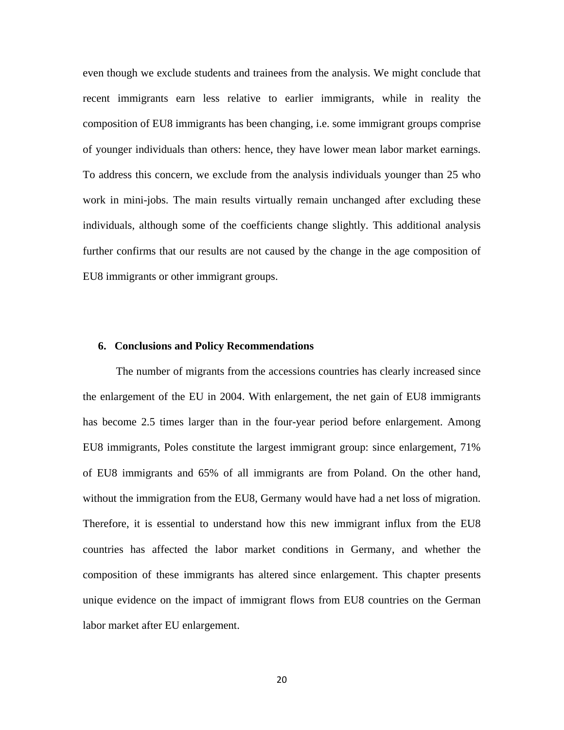even though we exclude students and trainees from the analysis. We might conclude that recent immigrants earn less relative to earlier immigrants, while in reality the composition of EU8 immigrants has been changing, i.e. some immigrant groups comprise of younger individuals than others: hence, they have lower mean labor market earnings. To address this concern, we exclude from the analysis individuals younger than 25 who work in mini-jobs. The main results virtually remain unchanged after excluding these individuals, although some of the coefficients change slightly. This additional analysis further confirms that our results are not caused by the change in the age composition of EU8 immigrants or other immigrant groups.

## 6. Conclusions and Policy Recommendations

The number of migrants from the accessions countries has clearly increased since the enlargement of the EU in 2004. With enlargement, the net gain of EU8 immigrants has become 2.5 times larger than in the four-year period before enlargement. Among EU8 immigrants, Poles constitute the largest immigrant group: since enlargement, 71% of EU8 immigrants and 65% of all immigrants are from Poland. On the other hand, without the immigration from the EU8, Germany would have had a net loss of migration. Therefore, it is essential to understand how this new immigrant influx from the EU8 countries has affected the labor market conditions in Germany, and whether the composition of these immigrants has altered since enlargement. This chapter presents unique evidence on the impact of immigrant flows from EU8 countries on the German labor market after EU enlargement.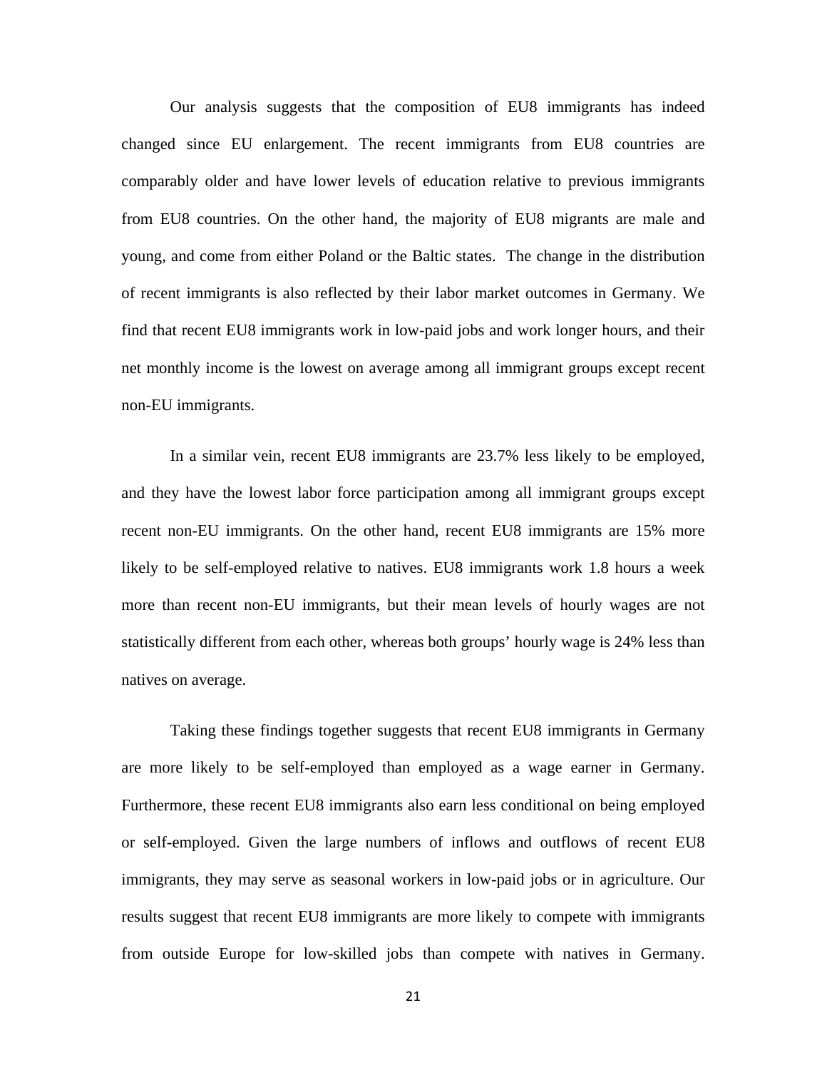Our analysis suggests that the composition of EU8 immigrants has indeed changed since EU enlargement. The recent immigrants from EU8 countries are comparably older and have lower levels of education relative to previous immigrants from EU8 countries. On the other hand, the majority of EU8 migrants are male and young, and come from either Poland or the Baltic states. The change in the distribution of recent immigrants is also reflected by their labor market outcomes in Germany. We find that recent EU8 immigrants work in low-paid jobs and work longer hours, and their net monthly income is the lowest on average among all immigrant groups except recent non-EU immigrants.

In a similar vein, recent EU8 immigrants are 23.7% less likely to be employed, and they have the lowest labor force participation among all immigrant groups except recent non-EU immigrants. On the other hand, recent EU8 immigrants are 15% more likely to be self-employed relative to natives. EU8 immigrants work 1.8 hours a week more than recent non-EU immigrants, but their mean levels of hourly wages are not statistically different from each other, whereas both groups' hourly wage is 24% less than natives on average.

Taking these findings together suggests that recent EU8 immigrants in Germany are more likely to be self-employed than employed as a wage earner in Germany. Furthermore, these recent EU8 immigrants also earn less conditional on being employed or self-employed. Given the large numbers of inflows and outflows of recent EU8 immigrants, they may serve as seasonal workers in low-paid jobs or in agriculture. Our results suggest that recent EU8 immigrants are more likely to compete with immigrants from outside Europe for low-skilled jobs than compete with natives in Germany.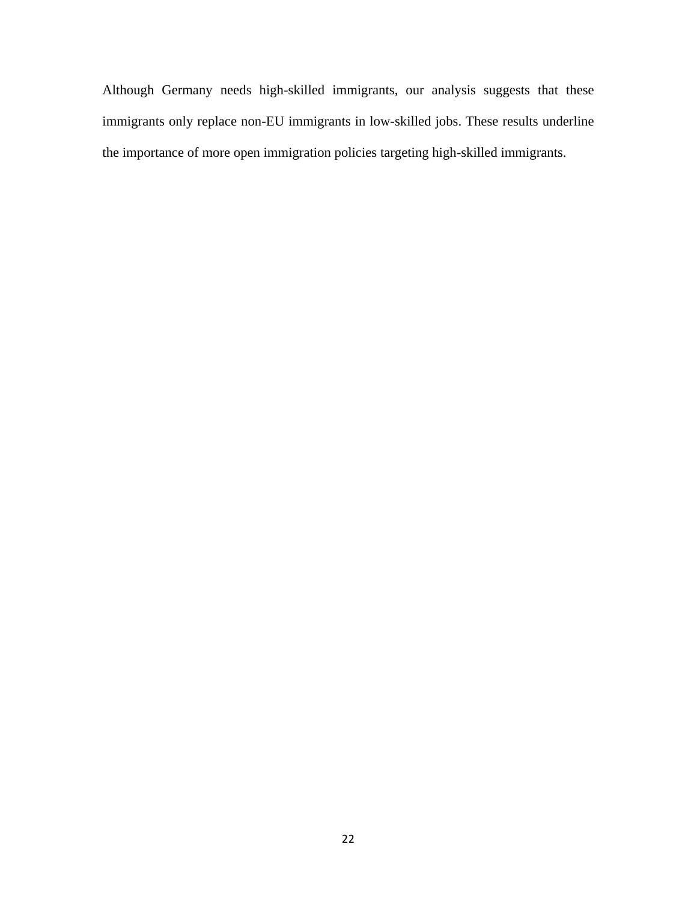Although Germany needs high-skilled immigrants, our analysis suggests that these immigrants only replace non-EU immigrants in low-skilled jobs. These results underline the importance of more open immigration policies targeting high-skilled immigrants.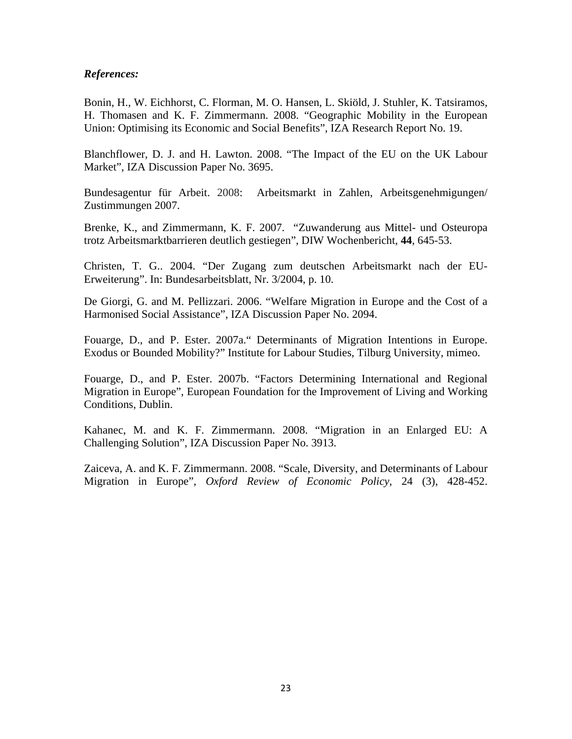***References:***

Bonin, H., W. Eichhorst, C. Florman, M. O. Hansen, L. Skiöld, J. Stuhler, K. Tatsiramos, H. Thomasen and K. F. Zimmermann. 2008. "Geographic Mobility in the European Union: Optimising its Economic and Social Benefits", IZA Research Report No. 19.

Blanchflower, D. J. and H. Lawton. 2008. "The Impact of the EU on the UK Labour Market", IZA Discussion Paper No. 3695.

Bundesagentur für Arbeit. 2008: Arbeitsmarkt in Zahlen, Arbeitsgenehmigungen/ Zustimmungen 2007.

Brenke, K., and Zimmermann, K. F. 2007. "Zuwanderung aus Mittel- und Osteuropa trotz Arbeitsmarktbarrieren deutlich gestiegen", DIW Wochenbericht, **44**, 645-53.

Christen, T. G.. 2004. "Der Zugang zum deutschen Arbeitsmarkt nach der EU-Erweiterung". In: Bundesarbeitsblatt, Nr. 3/2004, p. 10.

De Giorgi, G. and M. Pellizzari. 2006. "Welfare Migration in Europe and the Cost of a Harmonised Social Assistance", IZA Discussion Paper No. 2094.

Fouarge, D., and P. Ester. 2007a." Determinants of Migration Intentions in Europe. Exodus or Bounded Mobility?" Institute for Labour Studies, Tilburg University, mimeo.

Fouarge, D., and P. Ester. 2007b. "Factors Determining International and Regional Migration in Europe", European Foundation for the Improvement of Living and Working Conditions, Dublin.

Kahanec, M. and K. F. Zimmermann. 2008. "Migration in an Enlarged EU: A Challenging Solution", IZA Discussion Paper No. 3913.

Zaiceva, A. and K. F. Zimmermann. 2008. "Scale, Diversity, and Determinants of Labour Migration in Europe", *Oxford Review of Economic Policy*, 24 (3), 428-452.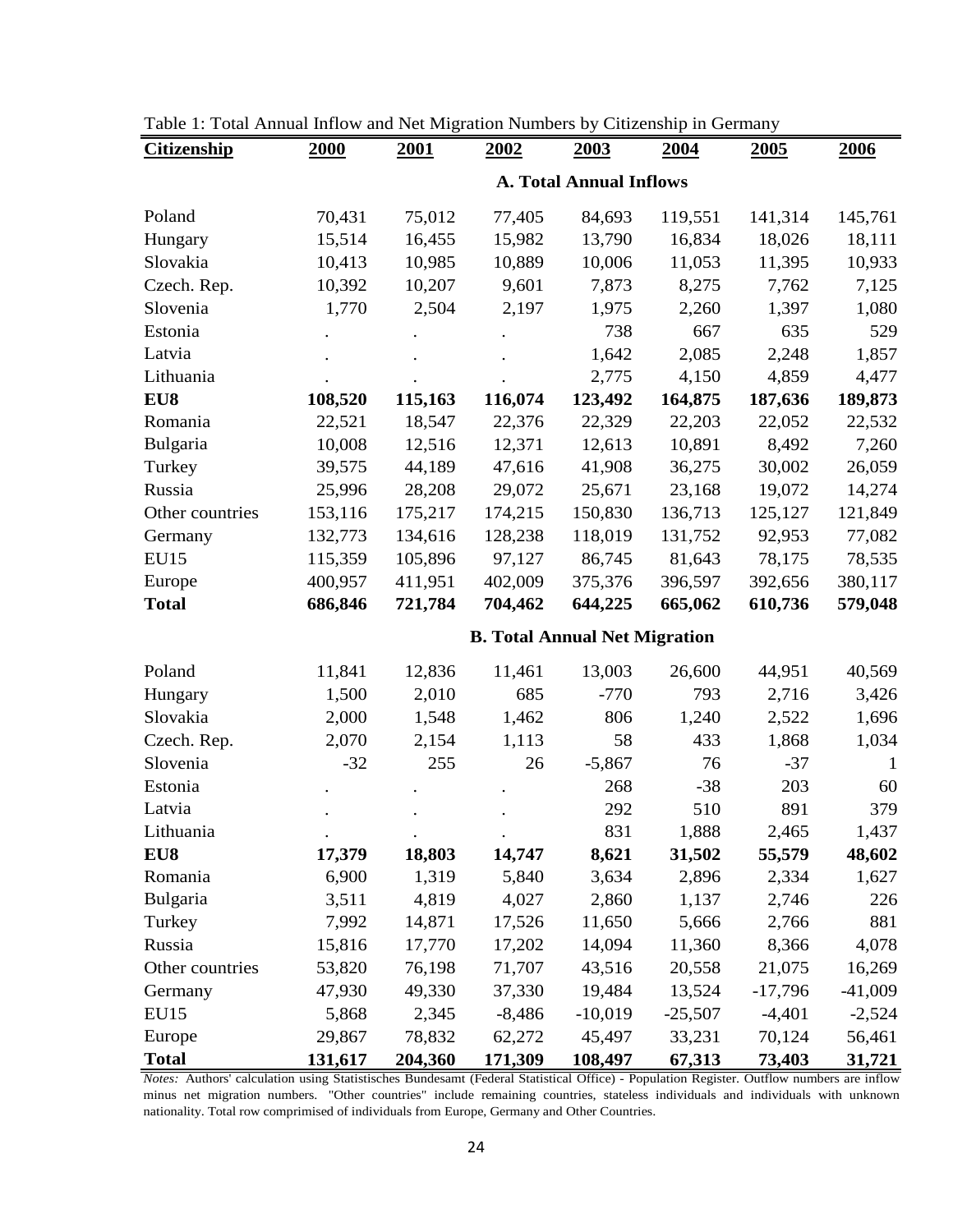Table 1: Total Annual Inflow and Net Migration Numbers by Citizenship in Germany

| Citizenship | 2000 | 2001 | 2002 | 2003 | 2004 | 2005 | 2006 |
|---|---|---|---|---|---|---|---|
| | | | | **A. Total Annual Inflows** | | | |
| Poland | 70,431 | 75,012 | 77,405 | 84,693 | 119,551 | 141,314 | 145,761 |
| Hungary | 15,514 | 16,455 | 15,982 | 13,790 | 16,834 | 18,026 | 18,111 |
| Slovakia | 10,413 | 10,985 | 10,889 | 10,006 | 11,053 | 11,395 | 10,933 |
| Czech. Rep. | 10,392 | 10,207 | 9,601 | 7,873 | 8,275 | 7,762 | 7,125 |
| Slovenia | 1,770 | 2,504 | 2,197 | 1,975 | 2,260 | 1,397 | 1,080 |
| Estonia | . | . | . | 738 | 667 | 635 | 529 |
| Latvia | . | . | . | 1,642 | 2,085 | 2,248 | 1,857 |
| Lithuania | . | . | . | 2,775 | 4,150 | 4,859 | 4,477 |
| **EU8** | **108,520** | **115,163** | **116,074** | **123,492** | **164,875** | **187,636** | **189,873** |
| Romania | 22,521 | 18,547 | 22,376 | 22,329 | 22,203 | 22,052 | 22,532 |
| Bulgaria | 10,008 | 12,516 | 12,371 | 12,613 | 10,891 | 8,492 | 7,260 |
| Turkey | 39,575 | 44,189 | 47,616 | 41,908 | 36,275 | 30,002 | 26,059 |
| Russia | 25,996 | 28,208 | 29,072 | 25,671 | 23,168 | 19,072 | 14,274 |
| Other countries | 153,116 | 175,217 | 174,215 | 150,830 | 136,713 | 125,127 | 121,849 |
| Germany | 132,773 | 134,616 | 128,238 | 118,019 | 131,752 | 92,953 | 77,082 |
| EU15 | 115,359 | 105,896 | 97,127 | 86,745 | 81,643 | 78,175 | 78,535 |
| Europe | 400,957 | 411,951 | 402,009 | 375,376 | 396,597 | 392,656 | 380,117 |
| **Total** | **686,846** | **721,784** | **704,462** | **644,225** | **665,062** | **610,736** | **579,048** |
| | | | | **B. Total Annual Net Migration** | | | |
| Poland | 11,841 | 12,836 | 11,461 | 13,003 | 26,600 | 44,951 | 40,569 |
| Hungary | 1,500 | 2,010 | 685 | -770 | 793 | 2,716 | 3,426 |
| Slovakia | 2,000 | 1,548 | 1,462 | 806 | 1,240 | 2,522 | 1,696 |
| Czech. Rep. | 2,070 | 2,154 | 1,113 | 58 | 433 | 1,868 | 1,034 |
| Slovenia | -32 | 255 | 26 | -5,867 | 76 | -37 | 1 |
| Estonia | . | . | . | 268 | -38 | 203 | 60 |
| Latvia | . | . | . | 292 | 510 | 891 | 379 |
| Lithuania | . | . | . | 831 | 1,888 | 2,465 | 1,437 |
| **EU8** | **17,379** | **18,803** | **14,747** | **8,621** | **31,502** | **55,579** | **48,602** |
| Romania | 6,900 | 1,319 | 5,840 | 3,634 | 2,896 | 2,334 | 1,627 |
| Bulgaria | 3,511 | 4,819 | 4,027 | 2,860 | 1,137 | 2,746 | 226 |
| Turkey | 7,992 | 14,871 | 17,526 | 11,650 | 5,666 | 2,766 | 881 |
| Russia | 15,816 | 17,770 | 17,202 | 14,094 | 11,360 | 8,366 | 4,078 |
| Other countries | 53,820 | 76,198 | 71,707 | 43,516 | 20,558 | 21,075 | 16,269 |
| Germany | 47,930 | 49,330 | 37,330 | 19,484 | 13,524 | -17,796 | -41,009 |
| EU15 | 5,868 | 2,345 | -8,486 | -10,019 | -25,507 | -4,401 | -2,524 |
| Europe | 29,867 | 78,832 | 62,272 | 45,497 | 33,231 | 70,124 | 56,461 |
| **Total** | **131,617** | **204,360** | **171,309** | **108,497** | **67,313** | **73,403** | **31,721** |

*Notes:* Authors' calculation using Statistisches Bundesamt (Federal Statistical Office) - Population Register. Outflow numbers are inflow minus net migration numbers. "Other countries" include remaining countries, stateless individuals and individuals with unknown nationality. Total row comprimised of individuals from Europe, Germany and Other Countries.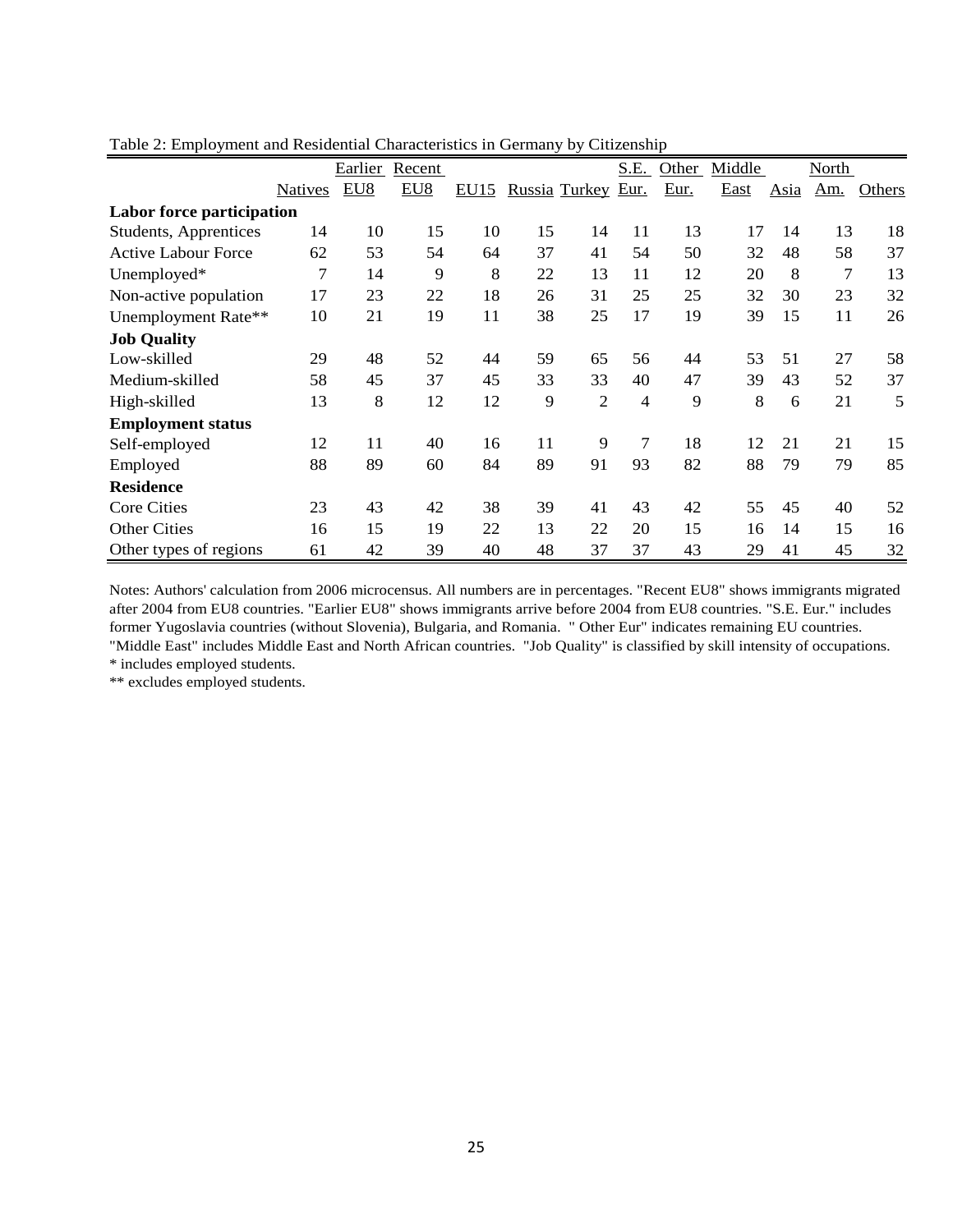Table 2: Employment and Residential Characteristics in Germany by Citizenship

| | Natives | Earlier EU8 | Recent EU8 | EU15 | Russia | Turkey | S.E. Eur. | Other Eur. | Middle East | Asia | North Am. | Others |
|---|---|---|---|---|---|---|---|---|---|---|---|---|
| **Labor force participation** | | | | | | | | | | | | |
| Students, Apprentices | 14 | 10 | 15 | 10 | 15 | 14 | 11 | 13 | 17 | 14 | 13 | 18 |
| Active Labour Force | 62 | 53 | 54 | 64 | 37 | 41 | 54 | 50 | 32 | 48 | 58 | 37 |
| Unemployed* | 7 | 14 | 9 | 8 | 22 | 13 | 11 | 12 | 20 | 8 | 7 | 13 |
| Non-active population | 17 | 23 | 22 | 18 | 26 | 31 | 25 | 25 | 32 | 30 | 23 | 32 |
| Unemployment Rate** | 10 | 21 | 19 | 11 | 38 | 25 | 17 | 19 | 39 | 15 | 11 | 26 |
| **Job Quality** | | | | | | | | | | | | |
| Low-skilled | 29 | 48 | 52 | 44 | 59 | 65 | 56 | 44 | 53 | 51 | 27 | 58 |
| Medium-skilled | 58 | 45 | 37 | 45 | 33 | 33 | 40 | 47 | 39 | 43 | 52 | 37 |
| High-skilled | 13 | 8 | 12 | 12 | 9 | 2 | 4 | 9 | 8 | 6 | 21 | 5 |
| **Employment status** | | | | | | | | | | | | |
| Self-employed | 12 | 11 | 40 | 16 | 11 | 9 | 7 | 18 | 12 | 21 | 21 | 15 |
| Employed | 88 | 89 | 60 | 84 | 89 | 91 | 93 | 82 | 88 | 79 | 79 | 85 |
| **Residence** | | | | | | | | | | | | |
| Core Cities | 23 | 43 | 42 | 38 | 39 | 41 | 43 | 42 | 55 | 45 | 40 | 52 |
| Other Cities | 16 | 15 | 19 | 22 | 13 | 22 | 20 | 15 | 16 | 14 | 15 | 16 |
| Other types of regions | 61 | 42 | 39 | 40 | 48 | 37 | 37 | 43 | 29 | 41 | 45 | 32 |

Notes: Authors' calculation from 2006 microcensus. All numbers are in percentages. "Recent EU8" shows immigrants migrated after 2004 from EU8 countries. "Earlier EU8" shows immigrants arrive before 2004 from EU8 countries. "S.E. Eur." includes former Yugoslavia countries (without Slovenia), Bulgaria, and Romania. " Other Eur" indicates remaining EU countries. "Middle East" includes Middle East and North African countries. "Job Quality" is classified by skill intensity of occupations.
* includes employed students.
** excludes employed students.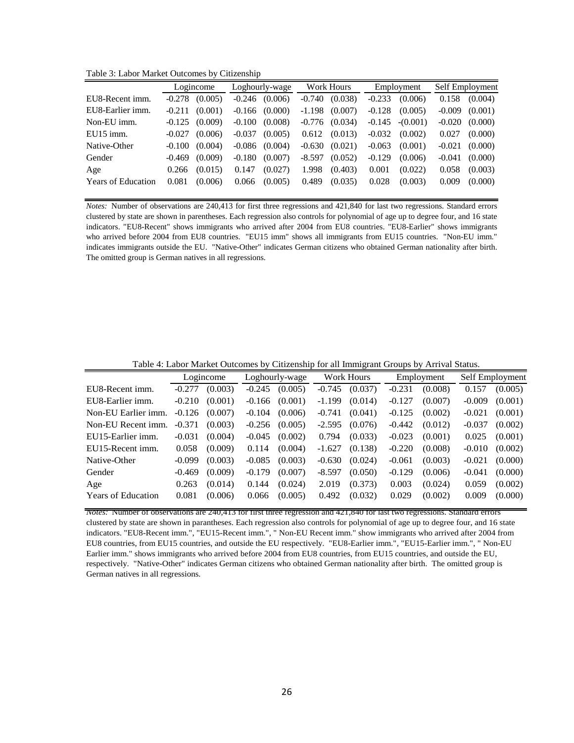Table 3: Labor Market Outcomes by Citizenship

| | Logincome | | Loghourly-wage | | Work Hours | | Employment | | Self Employment | |
|---|---|---|---|---|---|---|---|---|---|---|
| EU8-Recent imm. | -0.278 | (0.005) | -0.246 | (0.006) | -0.740 | (0.038) | -0.233 | (0.006) | 0.158 | (0.004) |
| EU8-Earlier imm. | -0.211 | (0.001) | -0.166 | (0.000) | -1.198 | (0.007) | -0.128 | (0.005) | -0.009 | (0.001) |
| Non-EU imm. | -0.125 | (0.009) | -0.100 | (0.008) | -0.776 | (0.034) | -0.145 | -(0.001) | -0.020 | (0.000) |
| EU15 imm. | -0.027 | (0.006) | -0.037 | (0.005) | 0.612 | (0.013) | -0.032 | (0.002) | 0.027 | (0.000) |
| Native-Other | -0.100 | (0.004) | -0.086 | (0.004) | -0.630 | (0.021) | -0.063 | (0.001) | -0.021 | (0.000) |
| Gender | -0.469 | (0.009) | -0.180 | (0.007) | -8.597 | (0.052) | -0.129 | (0.006) | -0.041 | (0.000) |
| Age | 0.266 | (0.015) | 0.147 | (0.027) | 1.998 | (0.403) | 0.001 | (0.022) | 0.058 | (0.003) |
| Years of Education | 0.081 | (0.006) | 0.066 | (0.005) | 0.489 | (0.035) | 0.028 | (0.003) | 0.009 | (0.000) |

*Notes:* Number of observations are 240,413 for first three regressions and 421,840 for last two regressions. Standard errors clustered by state are shown in parentheses. Each regression also controls for polynomial of age up to degree four, and 16 state indicators. "EU8-Recent" shows immigrants who arrived after 2004 from EU8 countries. "EU8-Earlier" shows immigrants who arrived before 2004 from EU8 countries. "EU15 imm" shows all immigrants from EU15 countries. "Non-EU imm." indicates immigrants outside the EU. "Native-Other" indicates German citizens who obtained German nationality after birth. The omitted group is German natives in all regressions.

Table 4: Labor Market Outcomes by Citizenship for all Immigrant Groups by Arrival Status.

| | Logincome | | Loghourly-wage | | Work Hours | | Employment | | Self Employment | |
|---|---|---|---|---|---|---|---|---|---|---|
| EU8-Recent imm. | -0.277 | (0.003) | -0.245 | (0.005) | -0.745 | (0.037) | -0.231 | (0.008) | 0.157 | (0.005) |
| EU8-Earlier imm. | -0.210 | (0.001) | -0.166 | (0.001) | -1.199 | (0.014) | -0.127 | (0.007) | -0.009 | (0.001) |
| Non-EU Earlier imm. | -0.126 | (0.007) | -0.104 | (0.006) | -0.741 | (0.041) | -0.125 | (0.002) | -0.021 | (0.001) |
| Non-EU Recent imm. | -0.371 | (0.003) | -0.256 | (0.005) | -2.595 | (0.076) | -0.442 | (0.012) | -0.037 | (0.002) |
| EU15-Earlier imm. | -0.031 | (0.004) | -0.045 | (0.002) | 0.794 | (0.033) | -0.023 | (0.001) | 0.025 | (0.001) |
| EU15-Recent imm. | 0.058 | (0.009) | 0.114 | (0.004) | -1.627 | (0.138) | -0.220 | (0.008) | -0.010 | (0.002) |
| Native-Other | -0.099 | (0.003) | -0.085 | (0.003) | -0.630 | (0.024) | -0.061 | (0.003) | -0.021 | (0.000) |
| Gender | -0.469 | (0.009) | -0.179 | (0.007) | -8.597 | (0.050) | -0.129 | (0.006) | -0.041 | (0.000) |
| Age | 0.263 | (0.014) | 0.144 | (0.024) | 2.019 | (0.373) | 0.003 | (0.024) | 0.059 | (0.002) |
| Years of Education | 0.081 | (0.006) | 0.066 | (0.005) | 0.492 | (0.032) | 0.029 | (0.002) | 0.009 | (0.000) |

*Notes:* Number of observations are 240,413 for first three regression and 421,840 for last two regressions. Standard errors clustered by state are shown in parantheses. Each regression also controls for polynomial of age up to degree four, and 16 state indicators. "EU8-Recent imm.", "EU15-Recent imm.", " Non-EU Recent imm." show immigrants who arrived after 2004 from EU8 countries, from EU15 countries, and outside the EU respectively. "EU8-Earlier imm.", "EU15-Earlier imm.", " Non-EU Earlier imm." shows immigrants who arrived before 2004 from EU8 countries, from EU15 countries, and outside the EU, respectively. "Native-Other" indicates German citizens who obtained German nationality after birth. The omitted group is German natives in all regressions.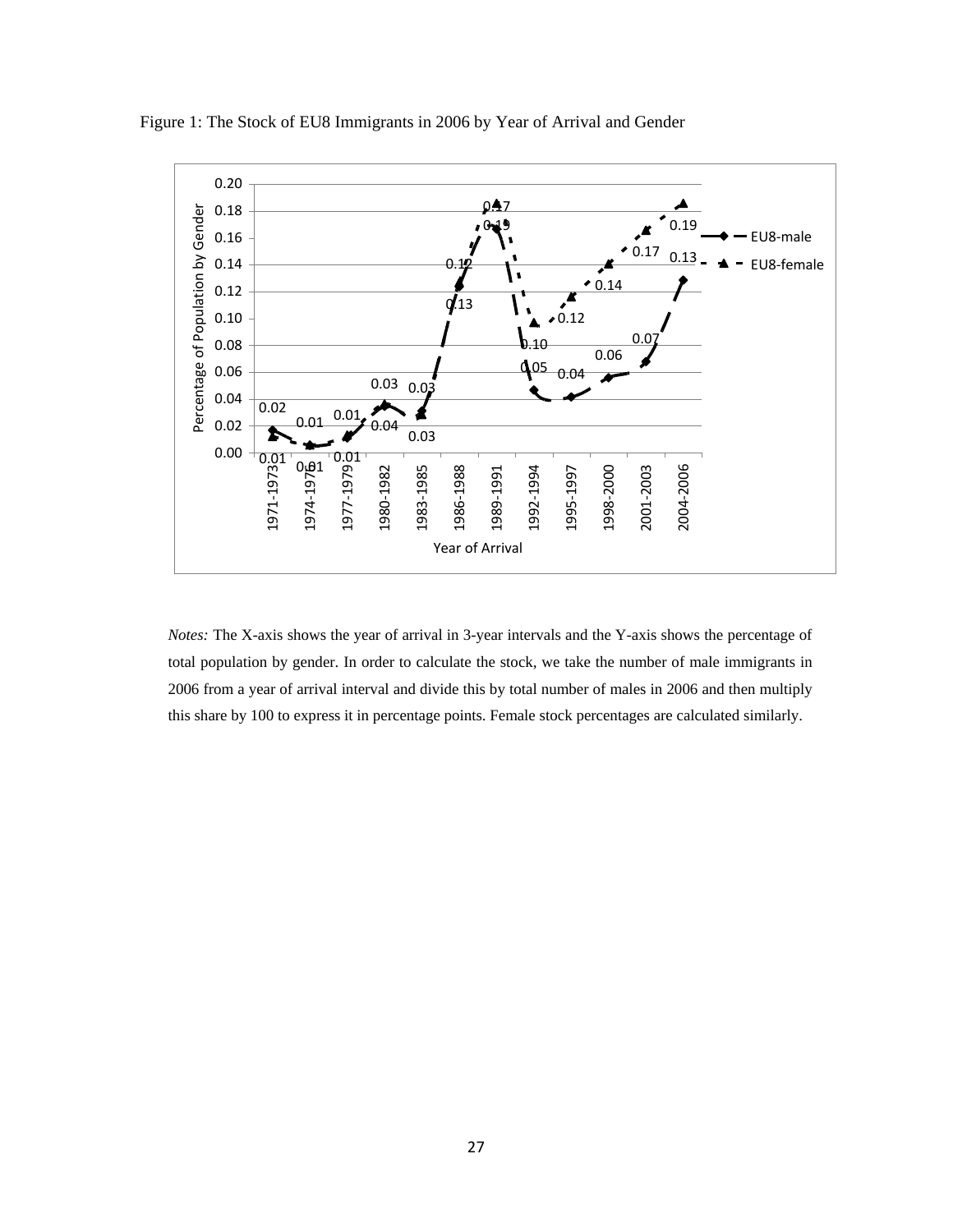Figure 1: The Stock of EU8 Immigrants in 2006 by Year of Arrival and Gender

*Notes:* The X-axis shows the year of arrival in 3-year intervals and the Y-axis shows the percentage of total population by gender. In order to calculate the stock, we take the number of male immigrants in 2006 from a year of arrival interval and divide this by total number of males in 2006 and then multiply this share by 100 to express it in percentage points. Female stock percentages are calculated similarly.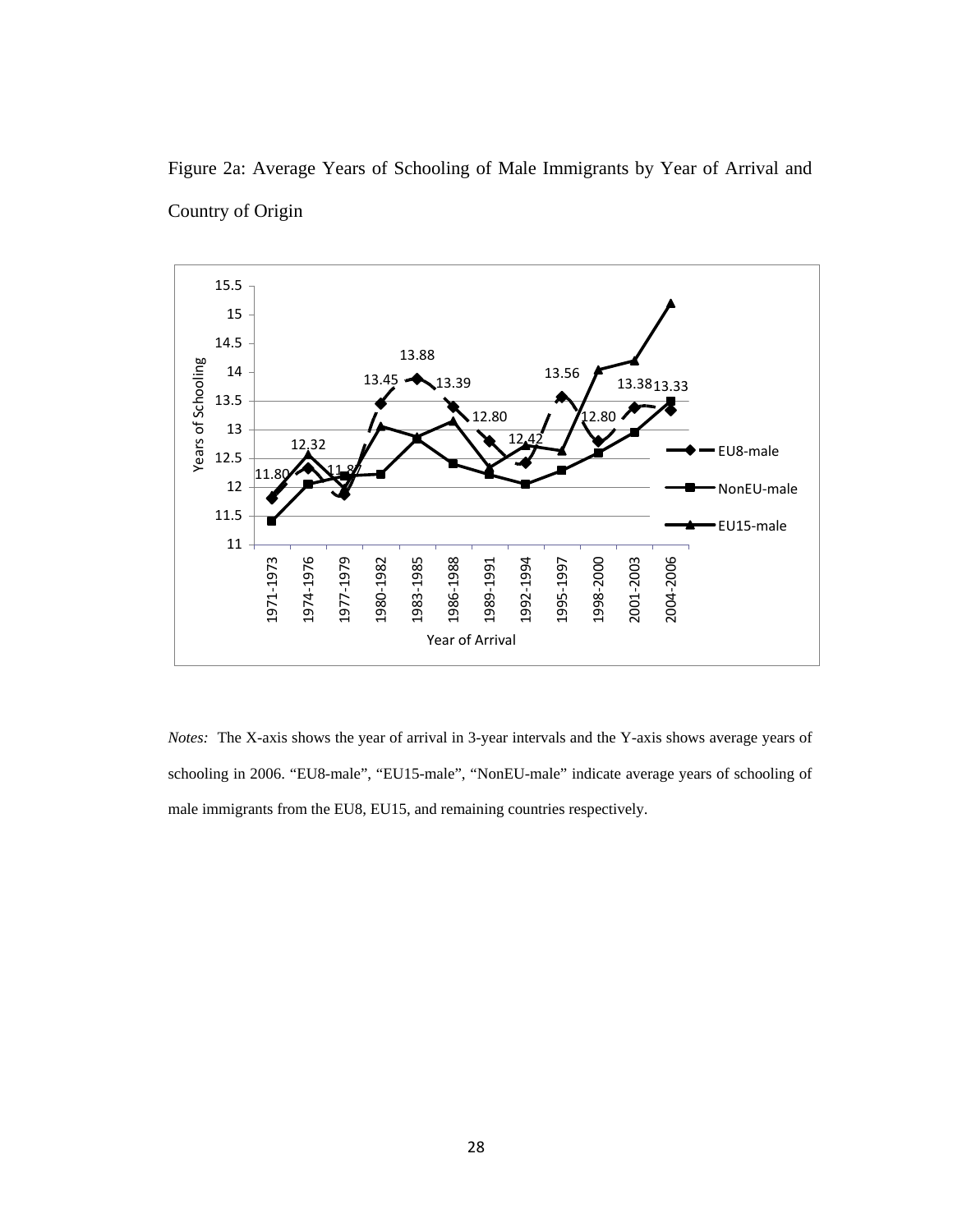Figure 2a: Average Years of Schooling of Male Immigrants by Year of Arrival and Country of Origin

*Notes:* The X-axis shows the year of arrival in 3-year intervals and the Y-axis shows average years of schooling in 2006. "EU8-male", "EU15-male", "NonEU-male" indicate average years of schooling of male immigrants from the EU8, EU15, and remaining countries respectively.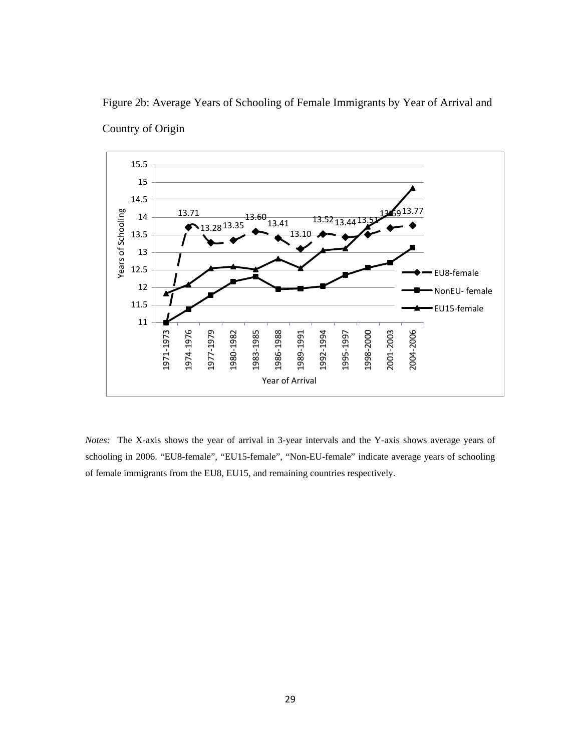Figure 2b: Average Years of Schooling of Female Immigrants by Year of Arrival and Country of Origin

15.5
15
14.5
14
13.5
13
12.5
12
11.5
11

Years of Schooling

13.71
13.28
13.35
13.60
13.41
13.10
13.52
13.44
13.51
13.69
13.77

1971-1973
1974-1976
1977-1979
1980-1982
1983-1985
1986-1988
1989-1991
1992-1994
1995-1997
1998-2000
2001-2003
2004-2006

Year of Arrival

EU8-female
NonEU- female
EU15-female

*Notes:* The X-axis shows the year of arrival in 3-year intervals and the Y-axis shows average years of schooling in 2006. "EU8-female", "EU15-female", "Non-EU-female" indicate average years of schooling of female immigrants from the EU8, EU15, and remaining countries respectively.